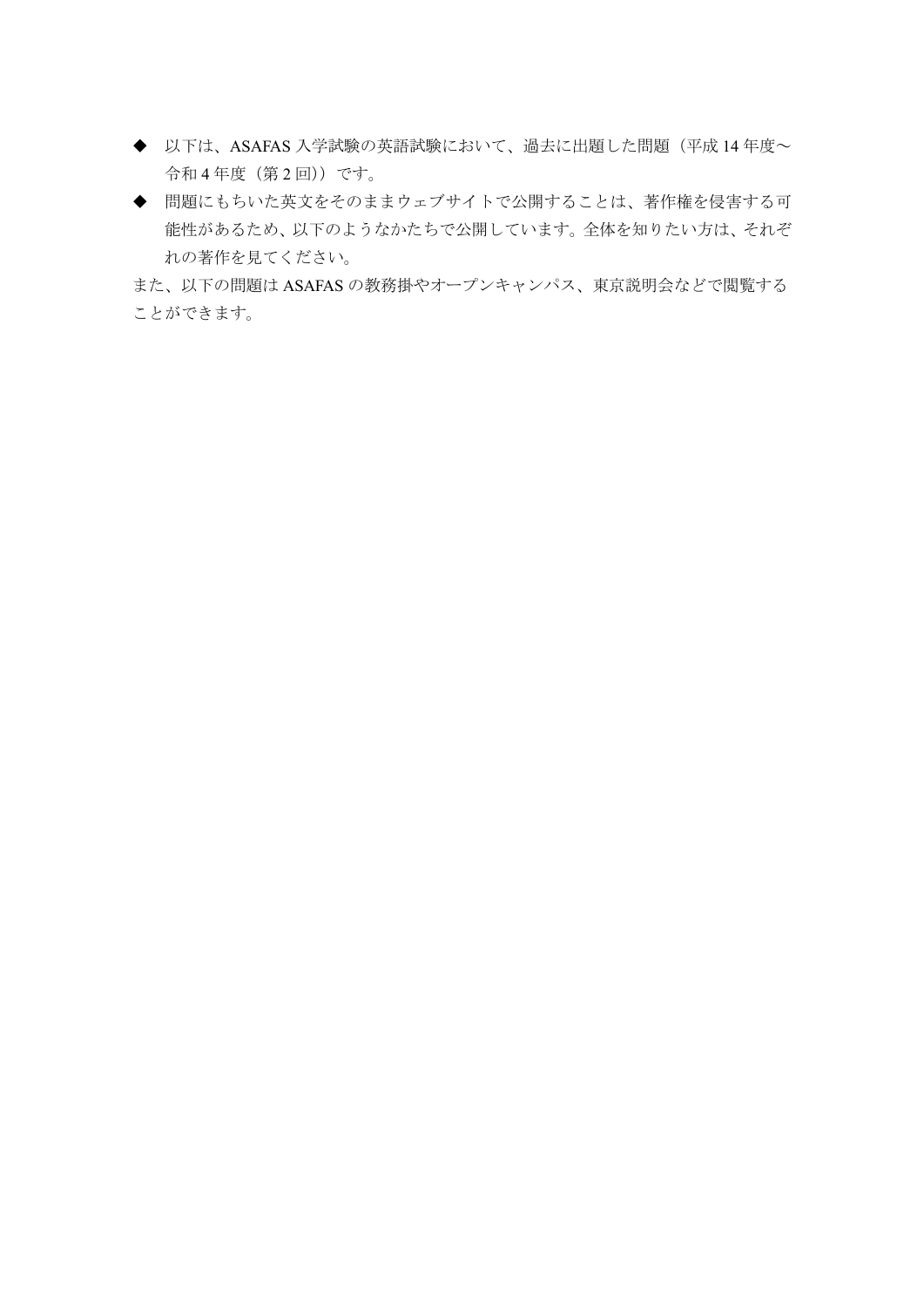- ◆ 以下は、ASAFAS 入学試験の英語試験において、過去に出題した問題（平成 14 年度～令和 4 年度（第 2 回））です。
- ◆ 問題にもちいた英文をそのままウェブサイトで公開することは、著作権を侵害する可能性があるため、以下のようなかたちで公開しています。全体を知りたい方は、それぞれの著作を見てください。

また、以下の問題は ASAFAS の教務掛やオープンキャンパス、東京説明会などで閲覧することができます。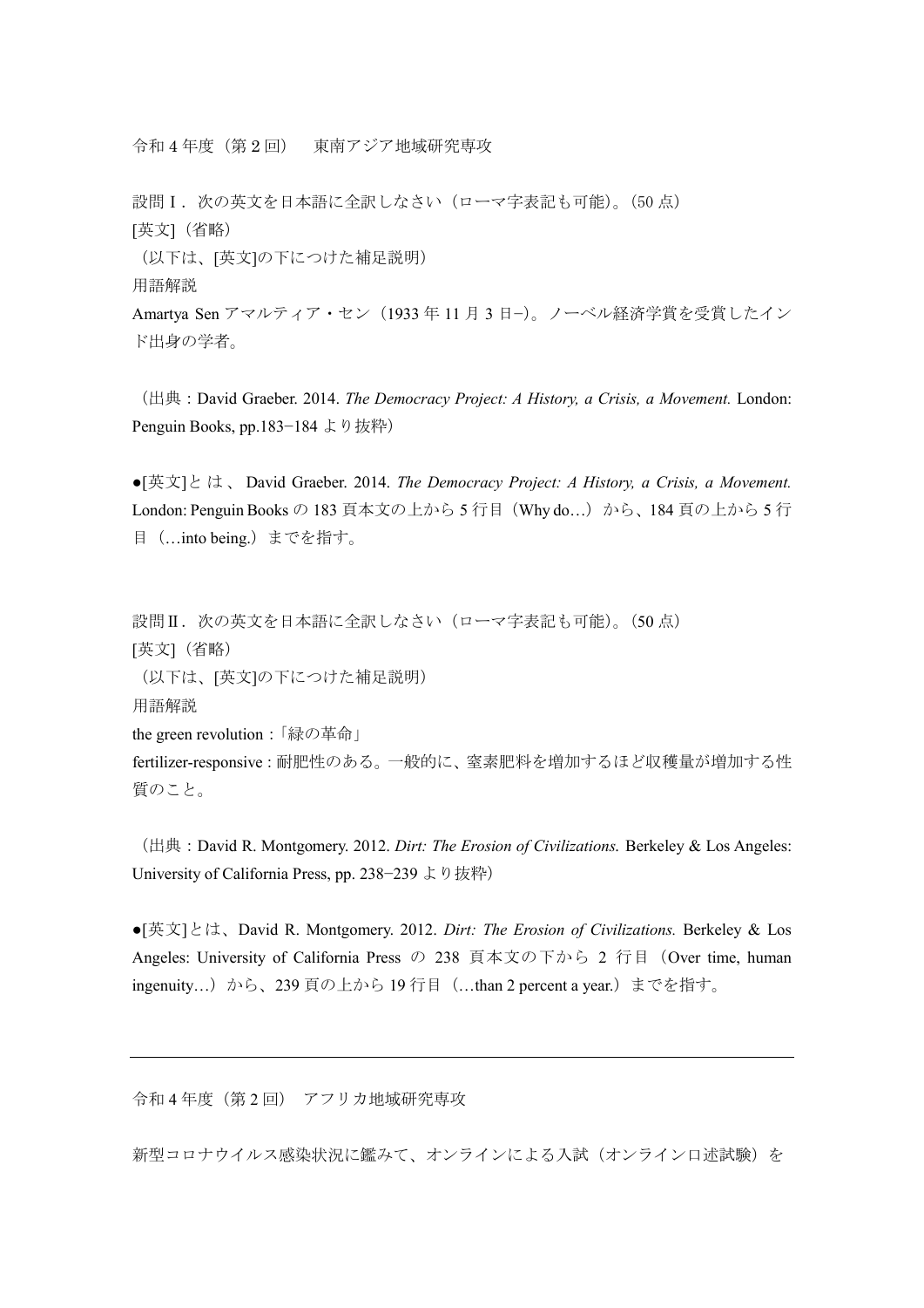令和 4 年度（第 2 回）　東南アジア地域研究専攻

設問Ⅰ．次の英文を日本語に全訳しなさい（ローマ字表記も可能）。(50 点)

[英文]（省略）

（以下は、[英文]の下につけた補足説明）

用語解説

Amartya Sen アマルティア・セン（1933 年 11 月 3 日−）。ノーベル経済学賞を受賞したインド出身の学者。

（出典：David Graeber. 2014. *The Democracy Project: A History, a Crisis, a Movement.* London: Penguin Books, pp.183−184 より抜粋）

●[英文]とは、David Graeber. 2014. *The Democracy Project: A History, a Crisis, a Movement.* London: Penguin Books の 183 頁本文の上から 5 行目（Why do…）から、184 頁の上から 5 行目（…into being.）までを指す。

設問Ⅱ．次の英文を日本語に全訳しなさい（ローマ字表記も可能）。(50 点)

[英文]（省略）

（以下は、[英文]の下につけた補足説明）

用語解説

the green revolution：「緑の革命」

fertilizer-responsive : 耐肥性のある。一般的に、窒素肥料を増加するほど収穫量が増加する性質のこと。

（出典：David R. Montgomery. 2012. *Dirt: The Erosion of Civilizations.* Berkeley & Los Angeles: University of California Press, pp. 238−239 より抜粋）

●[英文]とは、David R. Montgomery. 2012. *Dirt: The Erosion of Civilizations.* Berkeley & Los Angeles: University of California Press の 238 頁本文の下から 2 行目（Over time, human ingenuity…）から、239 頁の上から 19 行目（…than 2 percent a year.）までを指す。

---

令和 4 年度（第 2 回）　アフリカ地域研究専攻

新型コロナウイルス感染状況に鑑みて、オンラインによる入試（オンライン口述試験）を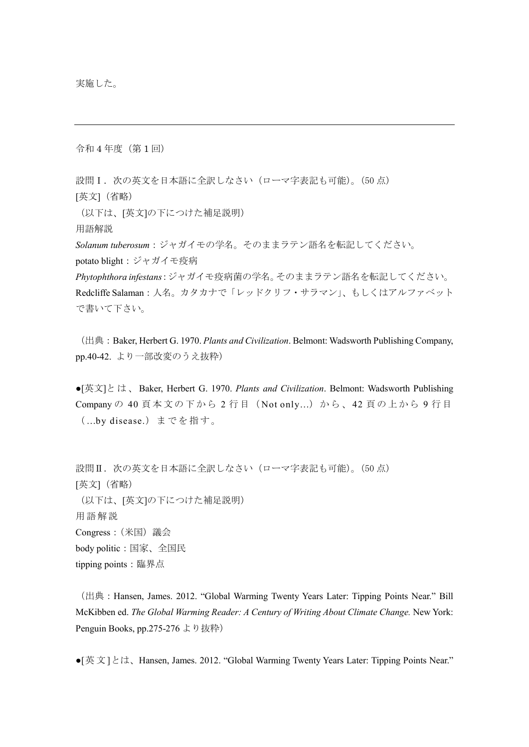実施した。

---

令和 4 年度（第 1 回）

設問Ⅰ．次の英文を日本語に全訳しなさい（ローマ字表記も可能）。(50 点)
[英文]（省略）
（以下は、[英文]の下につけた補足説明）
用語解説
*Solanum tuberosum*：ジャガイモの学名。そのままラテン語名を転記してください。
potato blight：ジャガイモ疫病
*Phytophthora infestans*：ジャガイモ疫病菌の学名。そのままラテン語名を転記してください。
Redcliffe Salaman：人名。カタカナで「レッドクリフ・サラマン」、もしくはアルファベットで書いて下さい。

（出典：Baker, Herbert G. 1970. *Plants and Civilization*. Belmont: Wadsworth Publishing Company, pp.40-42. より一部改変のうえ抜粋）

●[英文]とは、Baker, Herbert G. 1970. *Plants and Civilization*. Belmont: Wadsworth Publishing Company の 40 頁本文の下から 2 行目（Not only...）から、42 頁の上から 9 行目（...by disease.）までを指す。

設問Ⅱ．次の英文を日本語に全訳しなさい（ローマ字表記も可能）。(50 点)
[英文]（省略）
（以下は、[英文]の下につけた補足説明）
用語解説
Congress：（米国）議会
body politic：国家、全国民
tipping points：臨界点

（出典：Hansen, James. 2012. "Global Warming Twenty Years Later: Tipping Points Near." Bill McKibben ed. *The Global Warming Reader: A Century of Writing About Climate Change.* New York: Penguin Books, pp.275-276 より抜粋）

●[英文]とは、Hansen, James. 2012. "Global Warming Twenty Years Later: Tipping Points Near."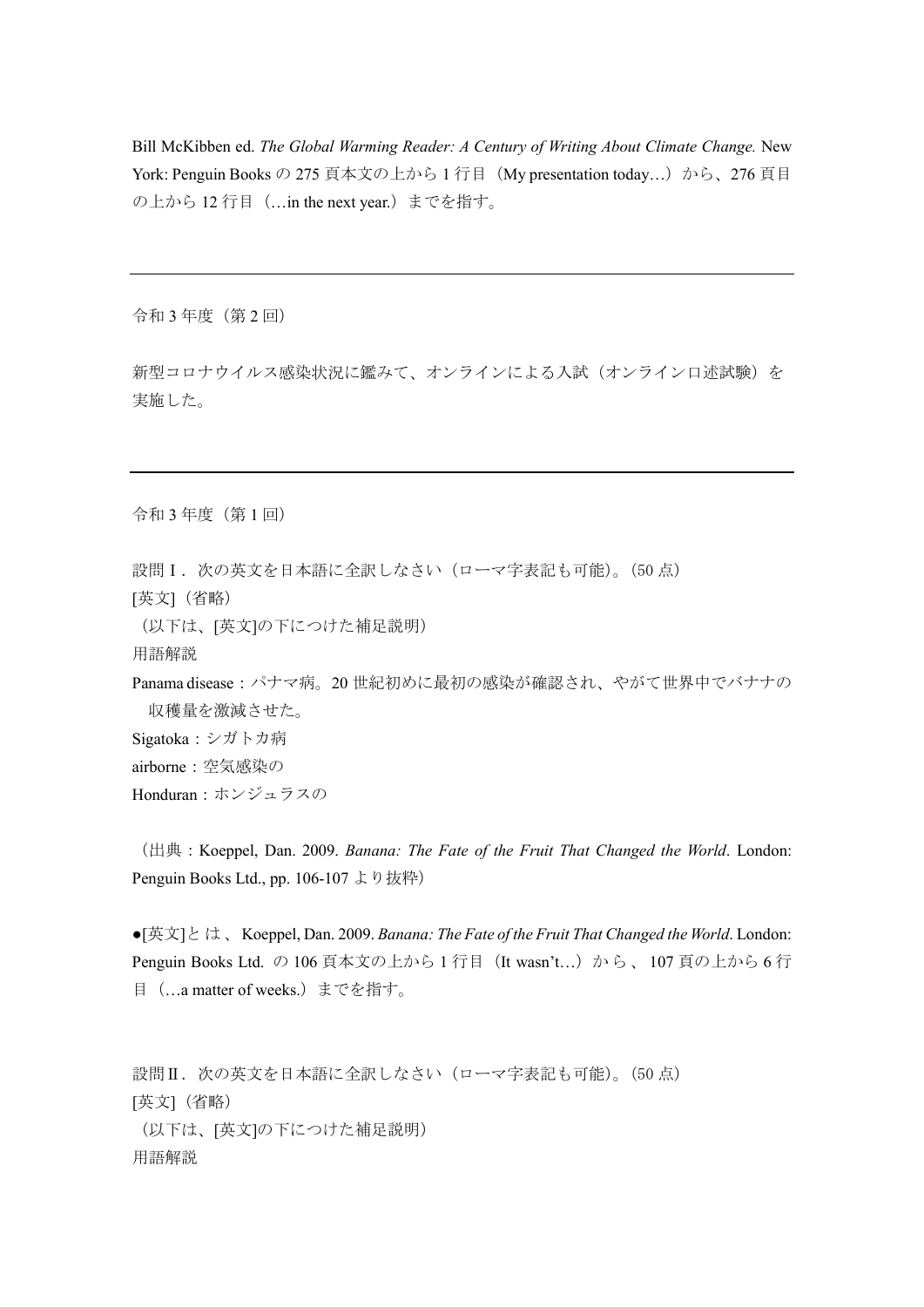Bill McKibben ed. *The Global Warming Reader: A Century of Writing About Climate Change.* New York: Penguin Books の 275 頁本文の上から 1 行目（My presentation today…）から、276 頁目の上から 12 行目（…in the next year.）までを指す。

---

令和 3 年度（第 2 回）

新型コロナウイルス感染状況に鑑みて、オンラインによる入試（オンライン口述試験）を実施した。

---

令和 3 年度（第 1 回）

設問Ⅰ．次の英文を日本語に全訳しなさい（ローマ字表記も可能）。(50 点)

[英文]（省略）

（以下は、[英文]の下につけた補足説明）

用語解説

Panama disease：パナマ病。20 世紀初めに最初の感染が確認され、やがて世界中でバナナの収穫量を激減させた。

Sigatoka：シガトカ病

airborne：空気感染の

Honduran：ホンジュラスの

（出典：Koeppel, Dan. 2009. *Banana: The Fate of the Fruit That Changed the World*. London: Penguin Books Ltd., pp. 106-107 より抜粋）

●[英文]とは、Koeppel, Dan. 2009. *Banana: The Fate of the Fruit That Changed the World*. London: Penguin Books Ltd. の 106 頁本文の上から 1 行目（It wasn't…）から、107 頁の上から 6 行目（…a matter of weeks.）までを指す。

設問Ⅱ．次の英文を日本語に全訳しなさい（ローマ字表記も可能）。(50 点)

[英文]（省略）

（以下は、[英文]の下につけた補足説明）

用語解説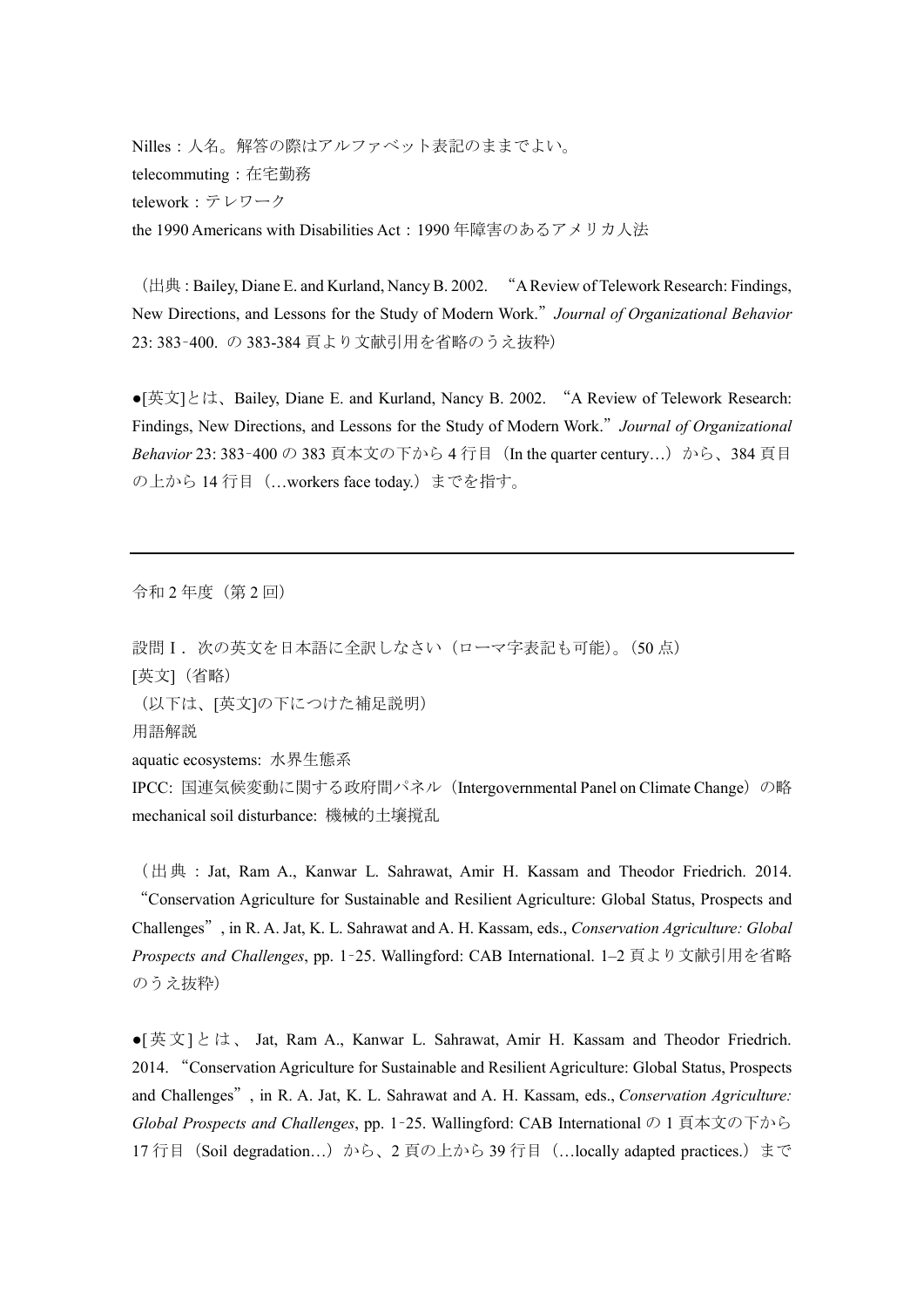Nilles：人名。解答の際はアルファベット表記のままでよい。
telecommuting：在宅勤務
telework：テレワーク
the 1990 Americans with Disabilities Act：1990 年障害のあるアメリカ人法

（出典 : Bailey, Diane E. and Kurland, Nancy B. 2002. "A Review of Telework Research: Findings, New Directions, and Lessons for the Study of Modern Work." *Journal of Organizational Behavior* 23: 383‐400. の 383-384 頁より文献引用を省略のうえ抜粋）

●[英文]とは、Bailey, Diane E. and Kurland, Nancy B. 2002. "A Review of Telework Research: Findings, New Directions, and Lessons for the Study of Modern Work." *Journal of Organizational Behavior* 23: 383‐400 の 383 頁本文の下から 4 行目（In the quarter century…）から、384 頁目の上から 14 行目（…workers face today.）までを指す。

---

令和 2 年度（第 2 回）

設問 I．次の英文を日本語に全訳しなさい（ローマ字表記も可能）。(50 点)
[英文]（省略）
（以下は、[英文]の下につけた補足説明）
用語解説
aquatic ecosystems: 水界生態系
IPCC: 国連気候変動に関する政府間パネル（Intergovernmental Panel on Climate Change）の略
mechanical soil disturbance: 機械的土壌撹乱

（出典 : Jat, Ram A., Kanwar L. Sahrawat, Amir H. Kassam and Theodor Friedrich. 2014. "Conservation Agriculture for Sustainable and Resilient Agriculture: Global Status, Prospects and Challenges", in R. A. Jat, K. L. Sahrawat and A. H. Kassam, eds., *Conservation Agriculture: Global Prospects and Challenges*, pp. 1‐25. Wallingford: CAB International. 1–2 頁より文献引用を省略のうえ抜粋）

●[英文]とは、 Jat, Ram A., Kanwar L. Sahrawat, Amir H. Kassam and Theodor Friedrich. 2014. "Conservation Agriculture for Sustainable and Resilient Agriculture: Global Status, Prospects and Challenges", in R. A. Jat, K. L. Sahrawat and A. H. Kassam, eds., *Conservation Agriculture: Global Prospects and Challenges*, pp. 1‐25. Wallingford: CAB International の 1 頁本文の下から 17 行目（Soil degradation…）から、2 頁の上から 39 行目（…locally adapted practices.）まで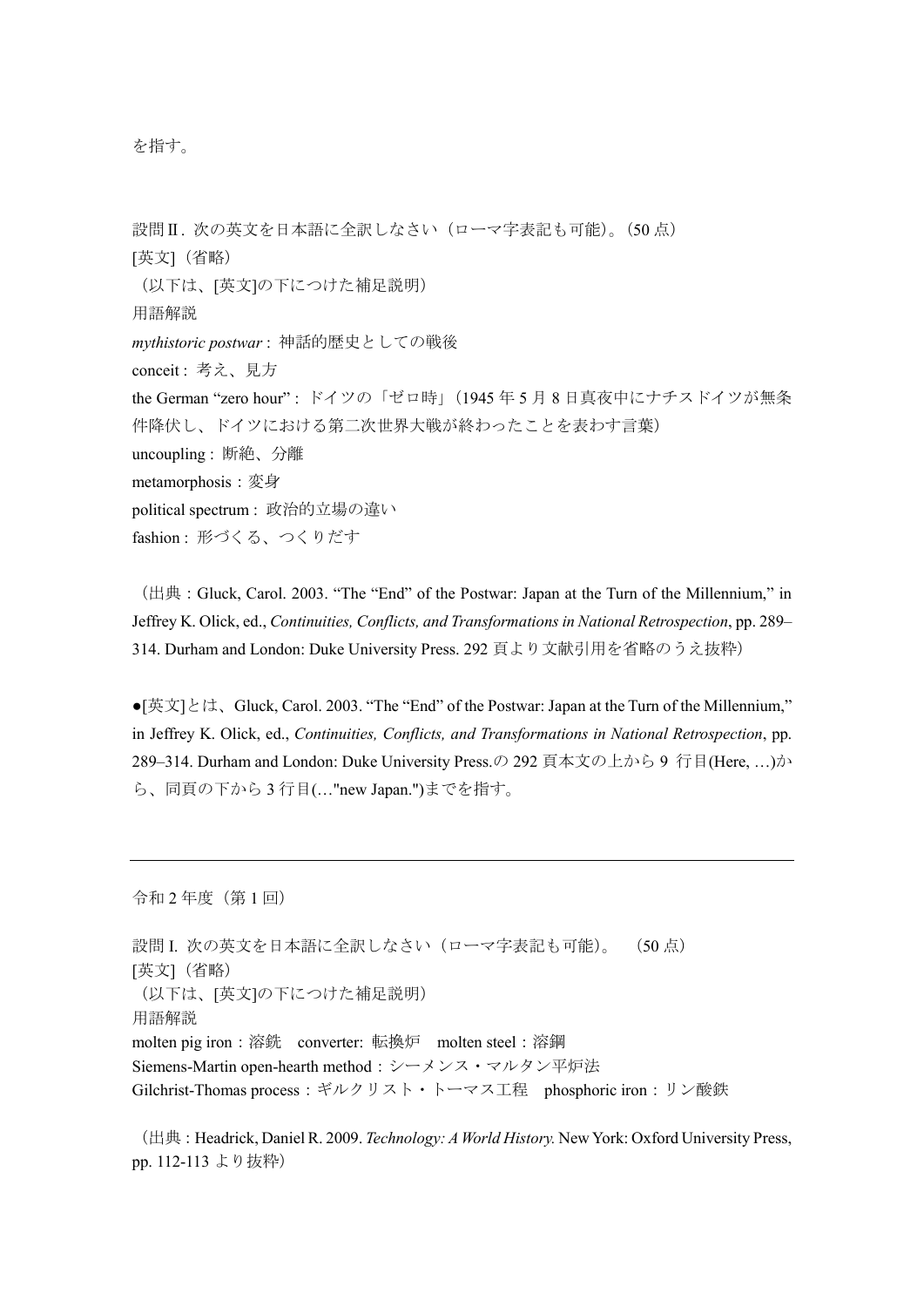を指す。

設問Ⅱ. 次の英文を日本語に全訳しなさい（ローマ字表記も可能）。(50 点)
[英文]（省略）
（以下は、[英文]の下につけた補足説明）
用語解説
*mythistoric postwar* : 神話的歴史としての戦後
conceit : 考え、見方
the German “zero hour” : ドイツの「ゼロ時」(1945 年 5 月 8 日真夜中にナチスドイツが無条件降伏し、ドイツにおける第二次世界大戦が終わったことを表わす言葉)
uncoupling : 断絶、分離
metamorphosis：変身
political spectrum : 政治的立場の違い
fashion : 形づくる、つくりだす

（出典：Gluck, Carol. 2003. “The “End” of the Postwar: Japan at the Turn of the Millennium,” in Jeffrey K. Olick, ed., *Continuities, Conflicts, and Transformations in National Retrospection*, pp. 289–314. Durham and London: Duke University Press. 292 頁より文献引用を省略のうえ抜粋）

●[英文]とは、Gluck, Carol. 2003. “The “End” of the Postwar: Japan at the Turn of the Millennium,” in Jeffrey K. Olick, ed., *Continuities, Conflicts, and Transformations in National Retrospection*, pp. 289–314. Durham and London: Duke University Press.の 292 頁本文の上から 9 行目(Here, …)から、同頁の下から 3 行目(…"new Japan.")までを指す。

---

令和 2 年度（第 1 回）

設問 I. 次の英文を日本語に全訳しなさい（ローマ字表記も可能）。 (50 点)
[英文]（省略）
（以下は、[英文]の下につけた補足説明）
用語解説
molten pig iron：溶銑　converter: 転換炉　molten steel：溶鋼
Siemens-Martin open-hearth method：シーメンス・マルタン平炉法
Gilchrist-Thomas process：ギルクリスト・トーマス工程　phosphoric iron：リン酸鉄

（出典：Headrick, Daniel R. 2009. *Technology: A World History.* New York: Oxford University Press, pp. 112-113 より抜粋）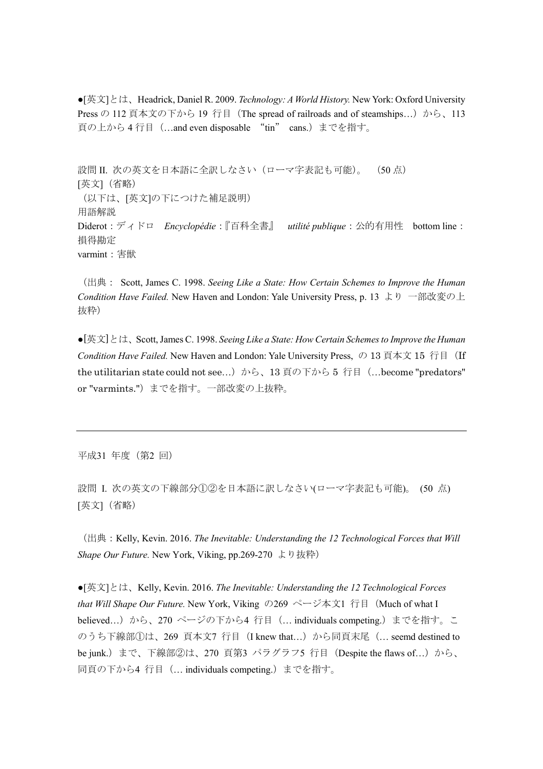●[英文]とは、Headrick, Daniel R. 2009. *Technology: A World History.* New York: Oxford University Press の 112 頁本文の下から 19 行目（The spread of railroads and of steamships…）から、113 頁の上から 4 行目（…and even disposable “tin” cans.）までを指す。

設問 II. 次の英文を日本語に全訳しなさい（ローマ字表記も可能）。　（50 点）
[英文]（省略）
（以下は、[英文]の下につけた補足説明）
用語解説
Diderot：ディドロ　*Encyclopédie*：『百科全書』　*utilité publique*：公的有用性　bottom line：損得勘定
varmint：害獣

（出典： Scott, James C. 1998. *Seeing Like a State: How Certain Schemes to Improve the Human Condition Have Failed.* New Haven and London: Yale University Press, p. 13 より 一部改変の上抜粋）

●[英文]とは、Scott, James C. 1998. *Seeing Like a State: How Certain Schemes to Improve the Human Condition Have Failed.* New Haven and London: Yale University Press, の 13 頁本文 15 行目（If the utilitarian state could not see…）から、13 頁の下から 5 行目（…become "predators" or "varmints."）までを指す。一部改変の上抜粋。

---

平成31 年度（第2 回）

設問 I. 次の英文の下線部分①②を日本語に訳しなさい(ローマ字表記も可能)。 (50 点)
[英文]（省略）

（出典：Kelly, Kevin. 2016. *The Inevitable: Understanding the 12 Technological Forces that Will Shape Our Future.* New York, Viking, pp.269-270 より抜粋）

●[英文]とは、Kelly, Kevin. 2016. *The Inevitable: Understanding the 12 Technological Forces that Will Shape Our Future.* New York, Viking の269 ページ本文1 行目（Much of what I believed…）から、270 ページの下から4 行目（… individuals competing.）までを指す。このうち下線部①は、269 頁本文7 行目（I knew that…）から同頁末尾（… seemd destined to be junk.）まで、下線部②は、270 頁第3 パラグラフ5 行目（Despite the flaws of…）から、同頁の下から4 行目（… individuals competing.）までを指す。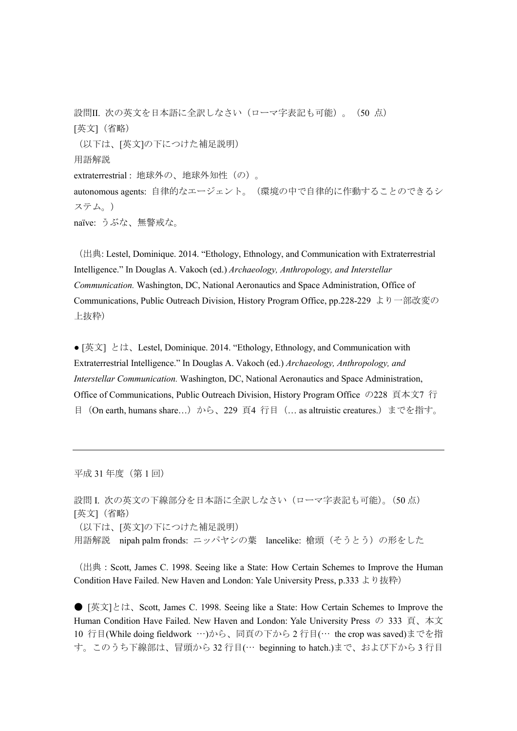設問II. 次の英文を日本語に全訳しなさい（ローマ字表記も可能）。（50 点）

[英文]（省略）

（以下は、[英文]の下につけた補足説明）

用語解説

extraterrestrial : 地球外の、地球外知性（の）。

autonomous agents: 自律的なエージェント。（環境の中で自律的に作動することのできるシステム。）

naïve: うぶな、無警戒な。

（出典: Lestel, Dominique. 2014. “Ethology, Ethnology, and Communication with Extraterrestrial Intelligence.” In Douglas A. Vakoch (ed.) *Archaeology, Anthropology, and Interstellar Communication.* Washington, DC, National Aeronautics and Space Administration, Office of Communications, Public Outreach Division, History Program Office, pp.228-229 より一部改変の上抜粋）

● [英文] とは、Lestel, Dominique. 2014. “Ethology, Ethnology, and Communication with Extraterrestrial Intelligence.” In Douglas A. Vakoch (ed.) *Archaeology, Anthropology, and Interstellar Communication.* Washington, DC, National Aeronautics and Space Administration, Office of Communications, Public Outreach Division, History Program Office の228 頁本文7 行目（On earth, humans share…）から、229 頁4 行目（… as altruistic creatures.）までを指す。

---

平成 31 年度（第 1 回）

設問 I. 次の英文の下線部分を日本語に全訳しなさい（ローマ字表記も可能）。(50 点)

[英文]（省略）

（以下は、[英文]の下につけた補足説明）

用語解説　nipah palm fronds: ニッパヤシの葉　lancelike: 槍頭（そうとう）の形をした

（出典 : Scott, James C. 1998. Seeing like a State: How Certain Schemes to Improve the Human Condition Have Failed. New Haven and London: Yale University Press, p.333 より抜粋）

● [英文]とは、Scott, James C. 1998. Seeing like a State: How Certain Schemes to Improve the Human Condition Have Failed. New Haven and London: Yale University Press の 333 頁、本文 10 行目(While doing fieldwork …)から、同頁の下から 2 行目(… the crop was saved)までを指す。このうち下線部は、冒頭から 32 行目(… beginning to hatch.)まで、および下から 3 行目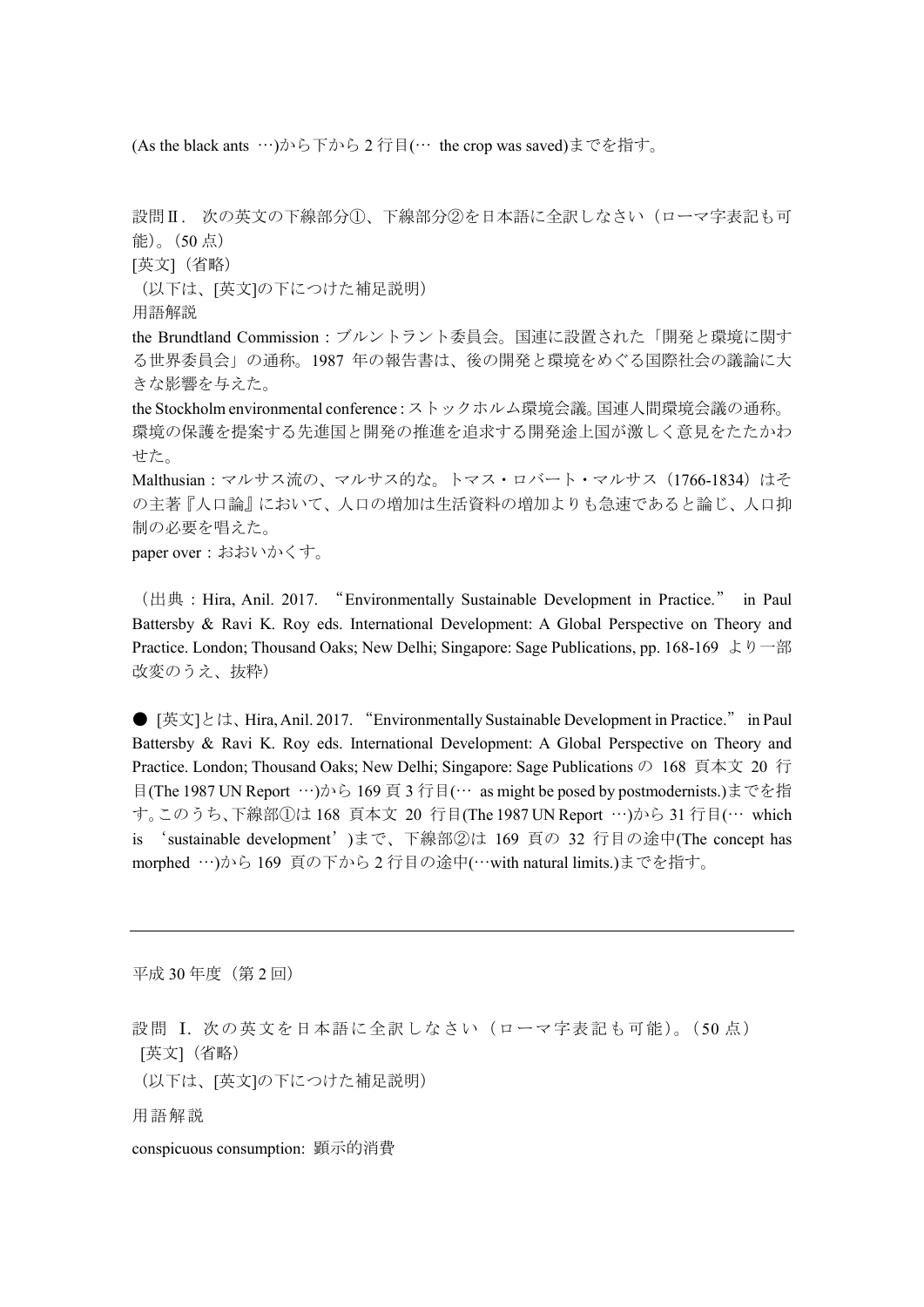(As the black ants …)から下から 2 行目(… the crop was saved)までを指す。

設問Ⅱ． 次の英文の下線部分①、下線部分②を日本語に全訳しなさい（ローマ字表記も可能）。（50 点）

[英文]（省略）

（以下は、[英文]の下につけた補足説明）

用語解説

the Brundtland Commission：ブルントラント委員会。国連に設置された「開発と環境に関する世界委員会」の通称。1987 年の報告書は、後の開発と環境をめぐる国際社会の議論に大きな影響を与えた。

the Stockholm environmental conference：ストックホルム環境会議。国連人間環境会議の通称。環境の保護を提案する先進国と開発の推進を追求する開発途上国が激しく意見をたたかわせた。

Malthusian：マルサス流の、マルサス的な。トマス・ロバート・マルサス（1766-1834）はその主著『人口論』において、人口の増加は生活資料の増加よりも急速であると論じ、人口抑制の必要を唱えた。

paper over：おおいかくす。

（出典：Hira, Anil. 2017. "Environmentally Sustainable Development in Practice." in Paul Battersby & Ravi K. Roy eds. International Development: A Global Perspective on Theory and Practice. London; Thousand Oaks; New Delhi; Singapore: Sage Publications, pp. 168-169 より一部改変のうえ、抜粋）

● [英文]とは、Hira, Anil. 2017. "Environmentally Sustainable Development in Practice." in Paul Battersby & Ravi K. Roy eds. International Development: A Global Perspective on Theory and Practice. London; Thousand Oaks; New Delhi; Singapore: Sage Publications の 168 頁本文 20 行目(The 1987 UN Report …)から 169 頁 3 行目(… as might be posed by postmodernists.)までを指す。このうち、下線部①は 168 頁本文 20 行目(The 1987 UN Report …)から 31 行目(… which is 'sustainable development')まで、下線部②は 169 頁の 32 行目の途中(The concept has morphed …)から 169 頁の下から 2 行目の途中(…with natural limits.)までを指す。

---

平成 30 年度（第 2 回）

設問 Ⅰ. 次の英文を日本語に全訳しなさい（ローマ字表記も可能）。（50 点）

[英文]（省略）

（以下は、[英文]の下につけた補足説明）

用語解説

conspicuous consumption: 顕示的消費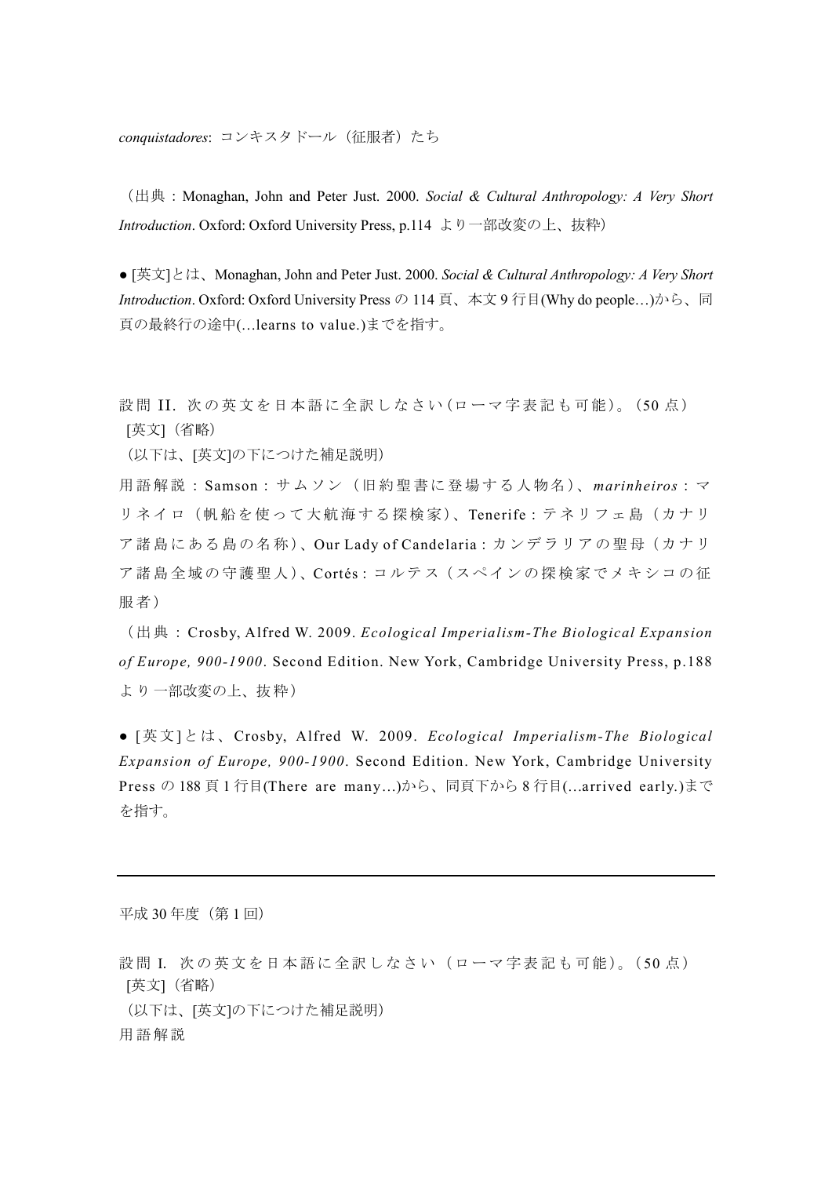*conquistadores*: コンキスタドール（征服者）たち

（出典：Monaghan, John and Peter Just. 2000. *Social & Cultural Anthropology: A Very Short Introduction*. Oxford: Oxford University Press, p.114 より一部改変の上、抜粋）

● [英文]とは、Monaghan, John and Peter Just. 2000. *Social & Cultural Anthropology: A Very Short Introduction*. Oxford: Oxford University Press の 114 頁、本文 9 行目(Why do people…)から、同頁の最終行の途中(…learns to value.)までを指す。

設問 II. 次の英文を日本語に全訳しなさい(ローマ字表記も可能)。(50 点)
[英文]（省略）
（以下は、[英文]の下につけた補足説明）
用語解説：Samson：サムソン（旧約聖書に登場する人物名）、*marinheiros*：マリネイロ（帆船を使って大航海する探検家）、Tenerife：テネリフェ島（カナリア諸島にある島の名称）、Our Lady of Candelaria：カンデラリアの聖母（カナリア諸島全域の守護聖人）、Cortés：コルテス（スペインの探検家でメキシコの征服者）

（出典：Crosby, Alfred W. 2009. *Ecological Imperialism-The Biological Expansion of Europe, 900-1900*. Second Edition. New York, Cambridge University Press, p.188 より一部改変の上、抜粋）

● [英文]とは、Crosby, Alfred W. 2009. *Ecological Imperialism-The Biological Expansion of Europe, 900-1900*. Second Edition. New York, Cambridge University Press の 188 頁 1 行目(There are many…)から、同頁下から 8 行目(…arrived early.)までを指す。

---

平成 30 年度（第 1 回）

設問 I. 次の英文を日本語に全訳しなさい（ローマ字表記も可能）。(50 点)
[英文]（省略）
（以下は、[英文]の下につけた補足説明）
用語解説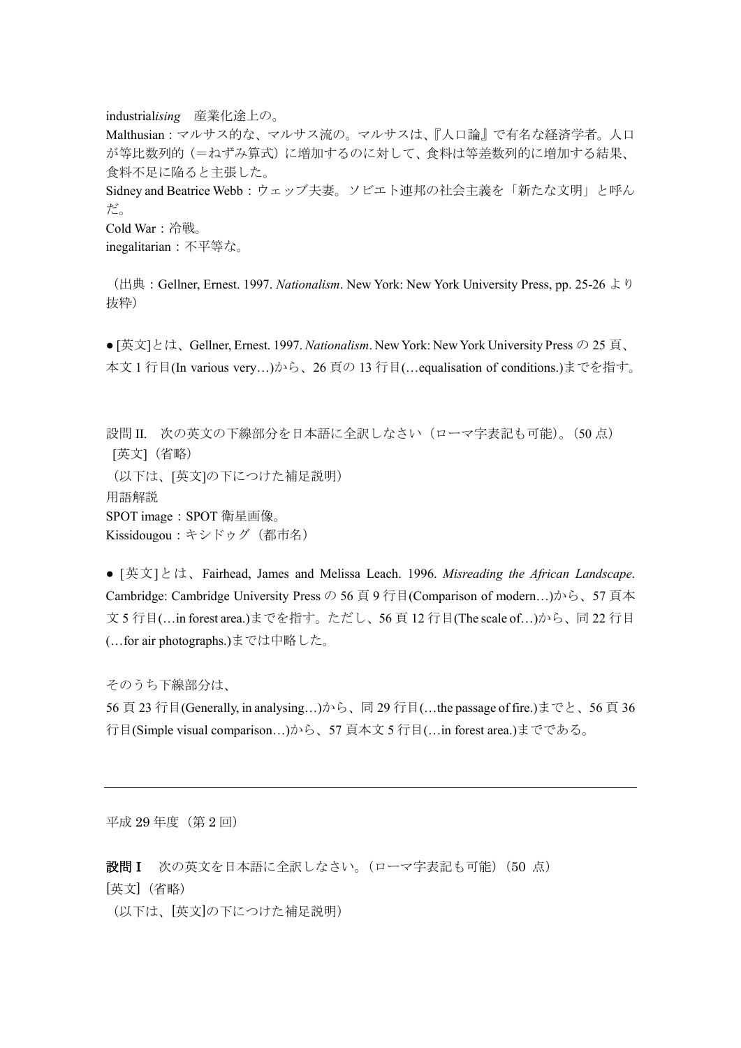industrial*ising*　産業化途上の。

Malthusian：マルサス的な、マルサス流の。マルサスは、『人口論』で有名な経済学者。人口が等比数列的（＝ねずみ算式）に増加するのに対して、食料は等差数列的に増加する結果、食料不足に陥ると主張した。

Sidney and Beatrice Webb：ウェッブ夫妻。ソビエト連邦の社会主義を「新たな文明」と呼んだ。

Cold War：冷戦。

inegalitarian：不平等な。

（出典：Gellner, Ernest. 1997. *Nationalism*. New York: New York University Press, pp. 25-26 より抜粋）

● [英文]とは、Gellner, Ernest. 1997. *Nationalism*. New York: New York University Press の 25 頁、本文 1 行目(In various very…)から、26 頁の 13 行目(…equalisation of conditions.)までを指す。

設問 II.　次の英文の下線部分を日本語に全訳しなさい（ローマ字表記も可能）。(50 点)

[英文]（省略）

（以下は、[英文]の下につけた補足説明）

用語解説

SPOT image：SPOT 衛星画像。

Kissidougou：キシドゥグ（都市名）

● [英文]とは、Fairhead, James and Melissa Leach. 1996. *Misreading the African Landscape*. Cambridge: Cambridge University Press の 56 頁 9 行目(Comparison of modern…)から、57 頁本文 5 行目(…in forest area.)までを指す。ただし、56 頁 12 行目(The scale of…)から、同 22 行目(…for air photographs.)までは中略した。

そのうち下線部分は、

56 頁 23 行目(Generally, in analysing…)から、同 29 行目(…the passage of fire.)までと、56 頁 36 行目(Simple visual comparison…)から、57 頁本文 5 行目(…in forest area.)までである。

---

平成 29 年度（第 2 回）

**設問 I**　次の英文を日本語に全訳しなさい。（ローマ字表記も可能）（50 点）

[英文]（省略）

（以下は、[英文]の下につけた補足説明）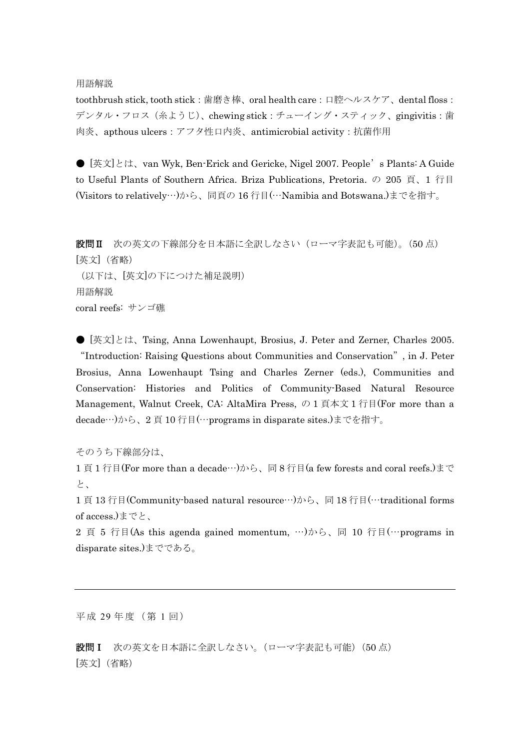用語解説

toothbrush stick, tooth stick：歯磨き棒、oral health care：口腔ヘルスケア、dental floss：デンタル・フロス（糸ようじ）、chewing stick：チューイング・スティック、gingivitis：歯肉炎、apthous ulcers：アフタ性口内炎、antimicrobial activity：抗菌作用

● [英文]とは、van Wyk, Ben-Erick and Gericke, Nigel 2007. People's Plants: A Guide to Useful Plants of Southern Africa. Briza Publications, Pretoria. の 205 頁、1 行目(Visitors to relatively…)から、同頁の 16 行目(…Namibia and Botswana.)までを指す。

**設問Ⅱ**　次の英文の下線部分を日本語に全訳しなさい（ローマ字表記も可能）。(50 点)

[英文]（省略）

（以下は、[英文]の下につけた補足説明）

用語解説

coral reefs: サンゴ礁

● [英文]とは、Tsing, Anna Lowenhaupt, Brosius, J. Peter and Zerner, Charles 2005. "Introduction: Raising Questions about Communities and Conservation", in J. Peter Brosius, Anna Lowenhaupt Tsing and Charles Zerner (eds.), Communities and Conservation: Histories and Politics of Community-Based Natural Resource Management, Walnut Creek, CA: AltaMira Press, の 1 頁本文 1 行目(For more than a decade…)から、2 頁 10 行目(…programs in disparate sites.)までを指す。

そのうち下線部分は、

1 頁 1 行目(For more than a decade…)から、同 8 行目(a few forests and coral reefs.)までと、

1 頁 13 行目(Community-based natural resource…)から、同 18 行目(…traditional forms of access.)までと、

2 頁 5 行目(As this agenda gained momentum, …)から、同 10 行目(…programs in disparate sites.)までである。

---

平成 29 年度（第 1 回）

**設問Ⅰ**　次の英文を日本語に全訳しなさい。（ローマ字表記も可能）(50 点)

[英文]（省略）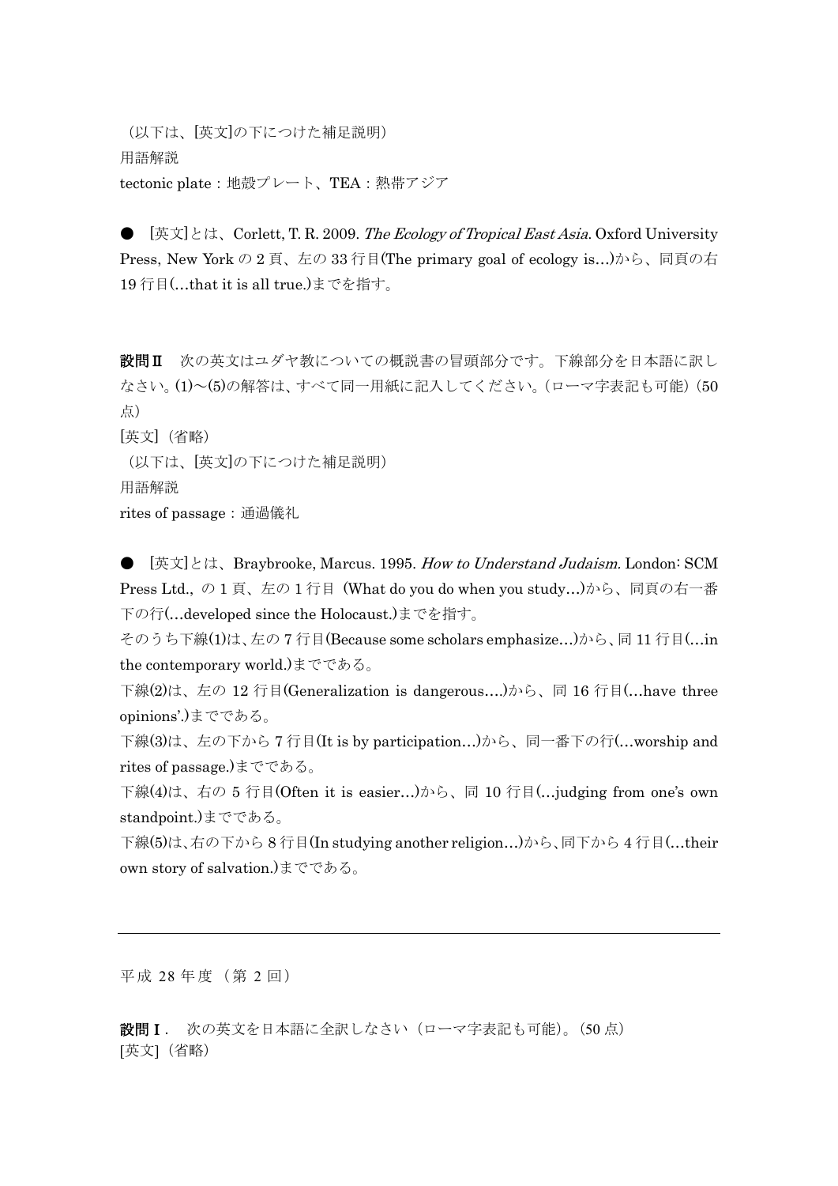（以下は、[英文]の下につけた補足説明）

用語解説

tectonic plate：地殻プレート、TEA：熱帯アジア

● [英文]とは、Corlett, T. R. 2009. *The Ecology of Tropical East Asia*. Oxford University Press, New York の 2 頁、左の 33 行目(The primary goal of ecology is…)から、同頁の右 19 行目(…that it is all true.)までを指す。

**設問Ⅱ** 次の英文はユダヤ教についての概説書の冒頭部分です。下線部分を日本語に訳しなさい。(1)～(5)の解答は、すべて同一用紙に記入してください。(ローマ字表記も可能）(50 点)

[英文]（省略）

（以下は、[英文]の下につけた補足説明）

用語解説

rites of passage：通過儀礼

● [英文]とは、Braybrooke, Marcus. 1995. *How to Understand Judaism*. London: SCM Press Ltd., の 1 頁、左の 1 行目 (What do you do when you study…)から、同頁の右一番下の行(…developed since the Holocaust.)までを指す。

そのうち下線(1)は、左の 7 行目(Because some scholars emphasize…)から、同 11 行目(…in the contemporary world.)までである。

下線(2)は、左の 12 行目(Generalization is dangerous….)から、同 16 行目(…have three opinions'.)までである。

下線(3)は、左の下から 7 行目(It is by participation…)から、同一番下の行(…worship and rites of passage.)までである。

下線(4)は、右の 5 行目(Often it is easier…)から、同 10 行目(…judging from one's own standpoint.)までである。

下線(5)は、右の下から 8 行目(In studying another religion…)から、同下から 4 行目(…their own story of salvation.)までである。

---

平成 28 年度（第 2 回）

**設問Ⅰ**． 次の英文を日本語に全訳しなさい（ローマ字表記も可能）。(50 点)

[英文]（省略）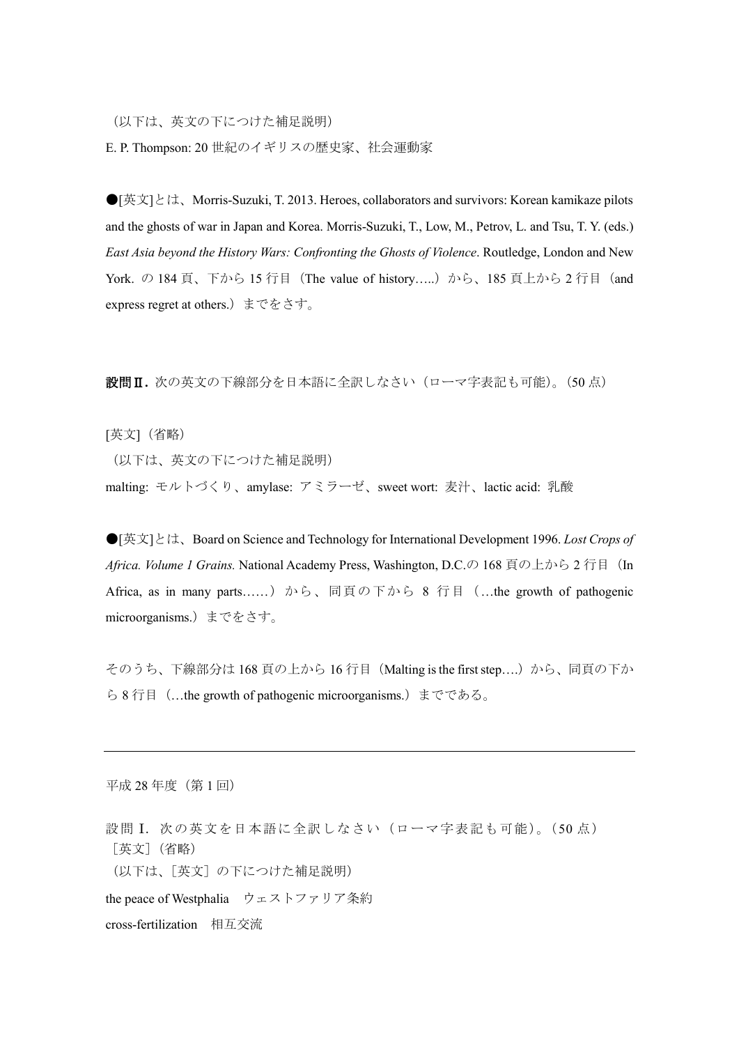（以下は、英文の下につけた補足説明）

E. P. Thompson: 20 世紀のイギリスの歴史家、社会運動家

●[英文]とは、Morris-Suzuki, T. 2013. Heroes, collaborators and survivors: Korean kamikaze pilots and the ghosts of war in Japan and Korea. Morris-Suzuki, T., Low, M., Petrov, L. and Tsu, T. Y. (eds.) *East Asia beyond the History Wars: Confronting the Ghosts of Violence*. Routledge, London and New York. の 184 頁、下から 15 行目（The value of history…..）から、185 頁上から 2 行目（and express regret at others.）までをさす。

**設問Ⅱ.** 次の英文の下線部分を日本語に全訳しなさい（ローマ字表記も可能）。(50 点)

[英文]（省略）

（以下は、英文の下につけた補足説明）

malting: モルトづくり、amylase: アミラーゼ、sweet wort: 麦汁、lactic acid: 乳酸

●[英文]とは、Board on Science and Technology for International Development 1996. *Lost Crops of Africa. Volume 1 Grains.* National Academy Press, Washington, D.C.の 168 頁の上から 2 行目（In Africa, as in many parts……）から、同頁の下から 8 行目（…the growth of pathogenic microorganisms.）までをさす。

そのうち、下線部分は 168 頁の上から 16 行目（Malting is the first step….）から、同頁の下から 8 行目（…the growth of pathogenic microorganisms.）までである。

---

平成 28 年度（第 1 回）

設問Ⅰ. 次の英文を日本語に全訳しなさい（ローマ字表記も可能）。(50 点)

［英文］（省略）

（以下は、［英文］の下につけた補足説明）

the peace of Westphalia　ウェストファリア条約

cross-fertilization　相互交流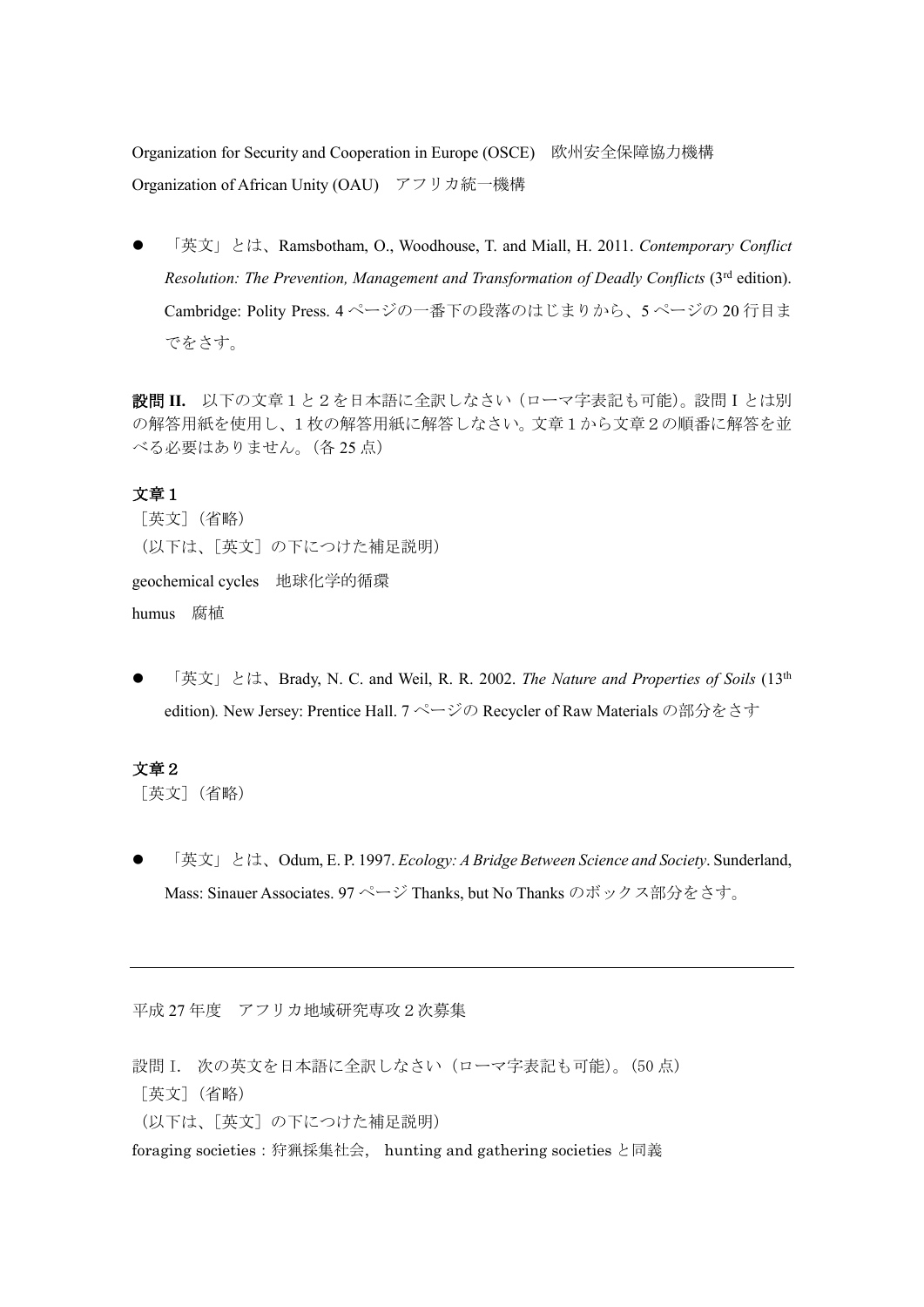Organization for Security and Cooperation in Europe (OSCE)　欧州安全保障協力機構

Organization of African Unity (OAU)　アフリカ統一機構

- 「英文」とは、Ramsbotham, O., Woodhouse, T. and Miall, H. 2011. *Contemporary Conflict Resolution: The Prevention, Management and Transformation of Deadly Conflicts* (3rd edition). Cambridge: Polity Press. 4 ページの一番下の段落のはじまりから、5 ページの 20 行目までをさす。

**設問 II.**　以下の文章１と２を日本語に全訳しなさい（ローマ字表記も可能)。設問 I とは別の解答用紙を使用し、１枚の解答用紙に解答しなさい。文章１から文章２の順番に解答を並べる必要はありません。(各 25 点)

**文章１**

［英文］(省略)

（以下は、［英文］の下につけた補足説明）

geochemical cycles　地球化学的循環

humus　腐植

- 「英文」とは、Brady, N. C. and Weil, R. R. 2002. *The Nature and Properties of Soils* (13th edition). New Jersey: Prentice Hall. 7 ページの Recycler of Raw Materials の部分をさす

**文章２**

［英文］(省略)

- 「英文」とは、Odum, E. P. 1997. *Ecology: A Bridge Between Science and Society*. Sunderland, Mass: Sinauer Associates. 97 ページ Thanks, but No Thanks のボックス部分をさす。

---

平成 27 年度　アフリカ地域研究専攻２次募集

設問 I.　次の英文を日本語に全訳しなさい（ローマ字表記も可能)。(50 点)

［英文］(省略)

（以下は、［英文］の下につけた補足説明）

foraging societies：狩猟採集社会,　hunting and gathering societies と同義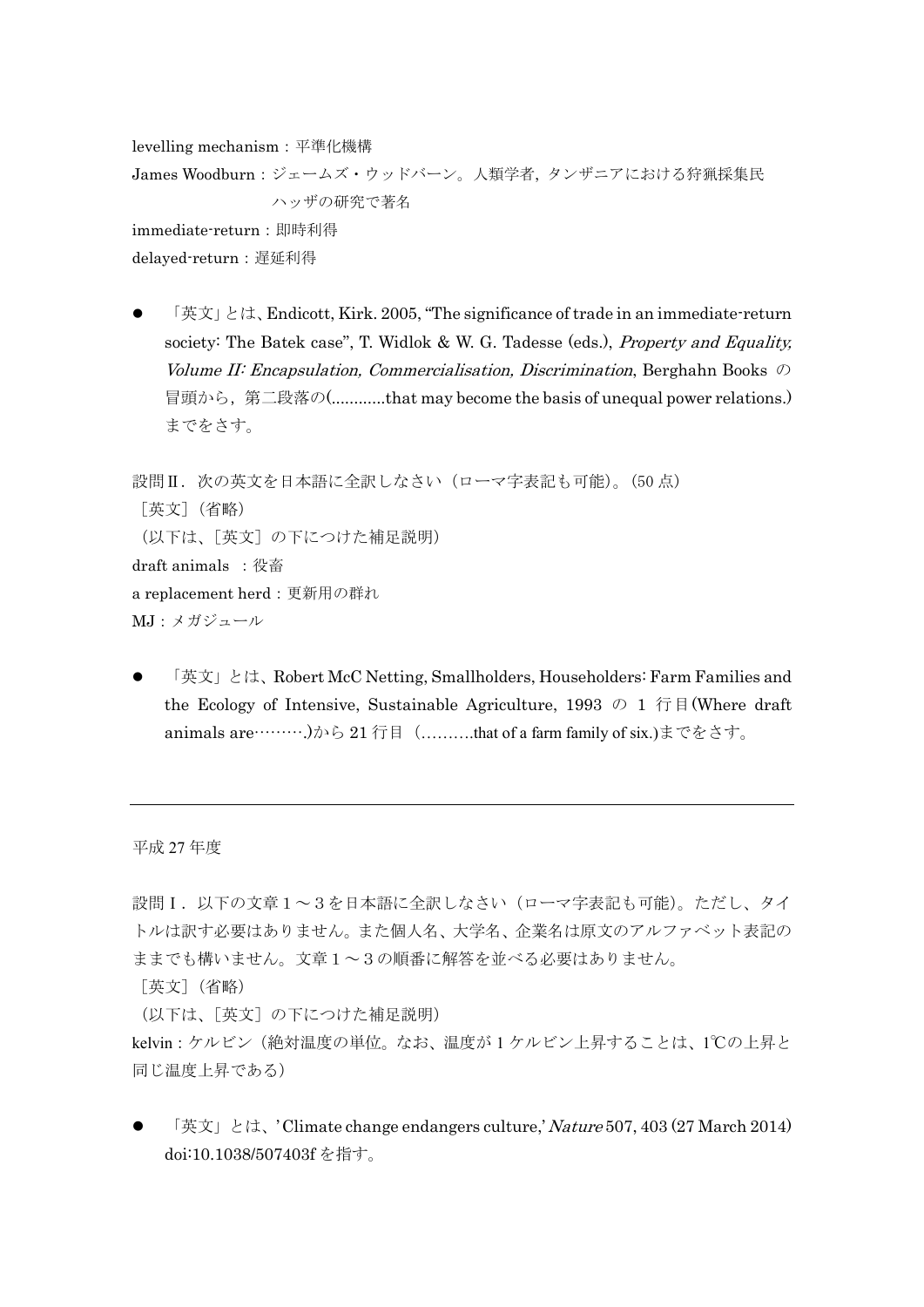levelling mechanism：平準化機構

James Woodburn：ジェームズ・ウッドバーン。人類学者，タンザニアにおける狩猟採集民ハッザの研究で著名

immediate-return：即時利得

delayed-return：遅延利得

- 「英文」とは、Endicott, Kirk. 2005, "The significance of trade in an immediate-return society: The Batek case", T. Widlok & W. G. Tadesse (eds.), *Property and Equality, Volume II: Encapsulation, Commercialisation, Discrimination*, Berghahn Books の冒頭から，第二段落の(............that may become the basis of unequal power relations.)までをさす。

設問Ⅱ．次の英文を日本語に全訳しなさい（ローマ字表記も可能）。(50 点)

［英文］（省略）

（以下は、［英文］の下につけた補足説明）

draft animals ：役畜

a replacement herd：更新用の群れ

MJ：メガジュール

- 「英文」とは、Robert McC Netting, Smallholders, Householders: Farm Families and the Ecology of Intensive, Sustainable Agriculture, 1993 の 1 行目(Where draft animals are………)から 21 行目（……….that of a farm family of six.)までをさす。

---

平成 27 年度

設問Ⅰ．以下の文章１～３を日本語に全訳しなさい（ローマ字表記も可能）。ただし、タイトルは訳す必要はありません。また個人名、大学名、企業名は原文のアルファベット表記のままでも構いません。文章１～３の順番に解答を並べる必要はありません。

［英文］（省略）

（以下は、［英文］の下につけた補足説明）

kelvin：ケルビン（絶対温度の単位。なお、温度が 1 ケルビン上昇することは、1℃の上昇と同じ温度上昇である）

- 「英文」とは、'Climate change endangers culture,' *Nature* 507, 403 (27 March 2014) doi:10.1038/507403f を指す。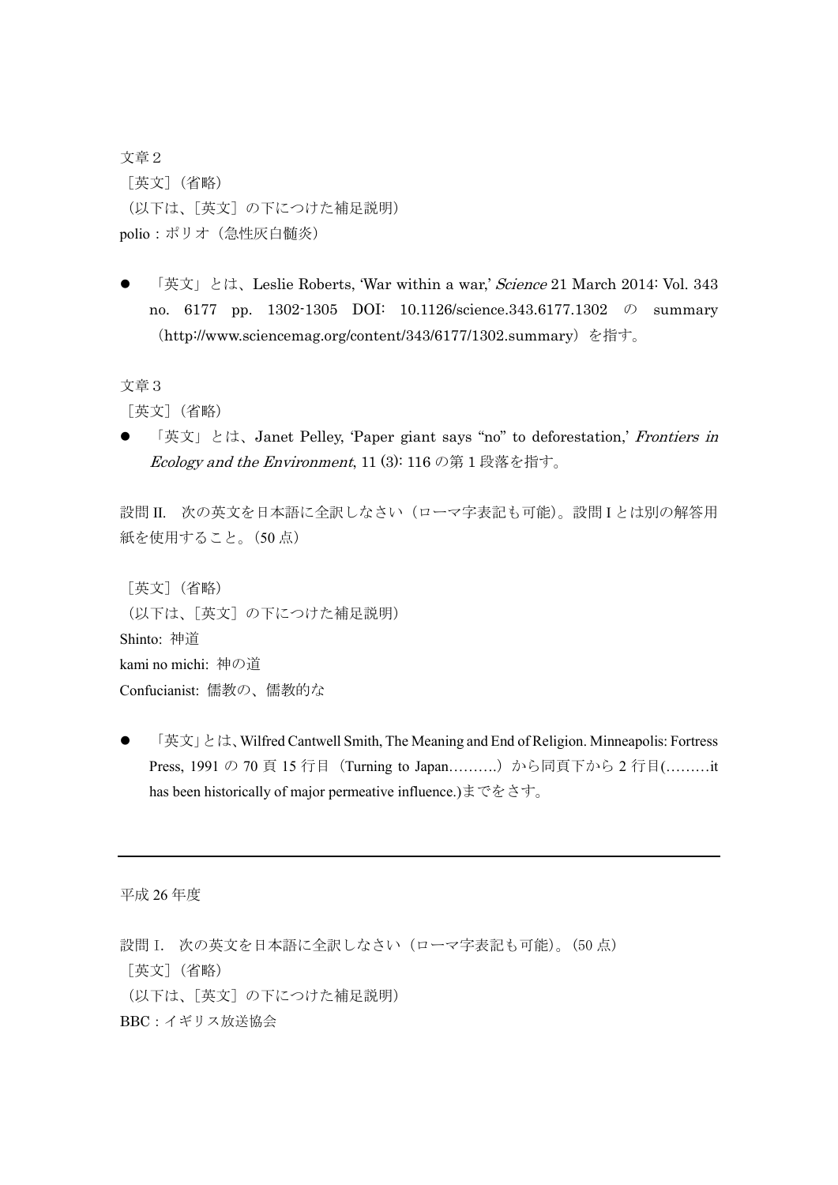文章２

［英文］（省略）

（以下は、［英文］の下につけた補足説明）

polio：ポリオ（急性灰白髄炎）

- 「英文」とは、Leslie Roberts, 'War within a war,' *Science* 21 March 2014: Vol. 343 no. 6177 pp. 1302-1305 DOI: 10.1126/science.343.6177.1302 の summary（http://www.sciencemag.org/content/343/6177/1302.summary）を指す。

文章３

［英文］（省略）

- 「英文」とは、Janet Pelley, 'Paper giant says "no" to deforestation,' *Frontiers in Ecology and the Environment*, 11 (3): 116 の第１段落を指す。

設問 II.　次の英文を日本語に全訳しなさい（ローマ字表記も可能）。設問 I とは別の解答用紙を使用すること。（50 点）

［英文］（省略）

（以下は、［英文］の下につけた補足説明）

Shinto: 神道

kami no michi: 神の道

Confucianist: 儒教の、儒教的な

- 「英文」とは、Wilfred Cantwell Smith, The Meaning and End of Religion. Minneapolis: Fortress Press, 1991 の 70 頁 15 行目（Turning to Japan……….）から同頁下から 2 行目(………it has been historically of major permeative influence.)までをさす。

---

平成 26 年度

設問 I.　次の英文を日本語に全訳しなさい（ローマ字表記も可能）。（50 点）

［英文］（省略）

（以下は、［英文］の下につけた補足説明）

BBC：イギリス放送協会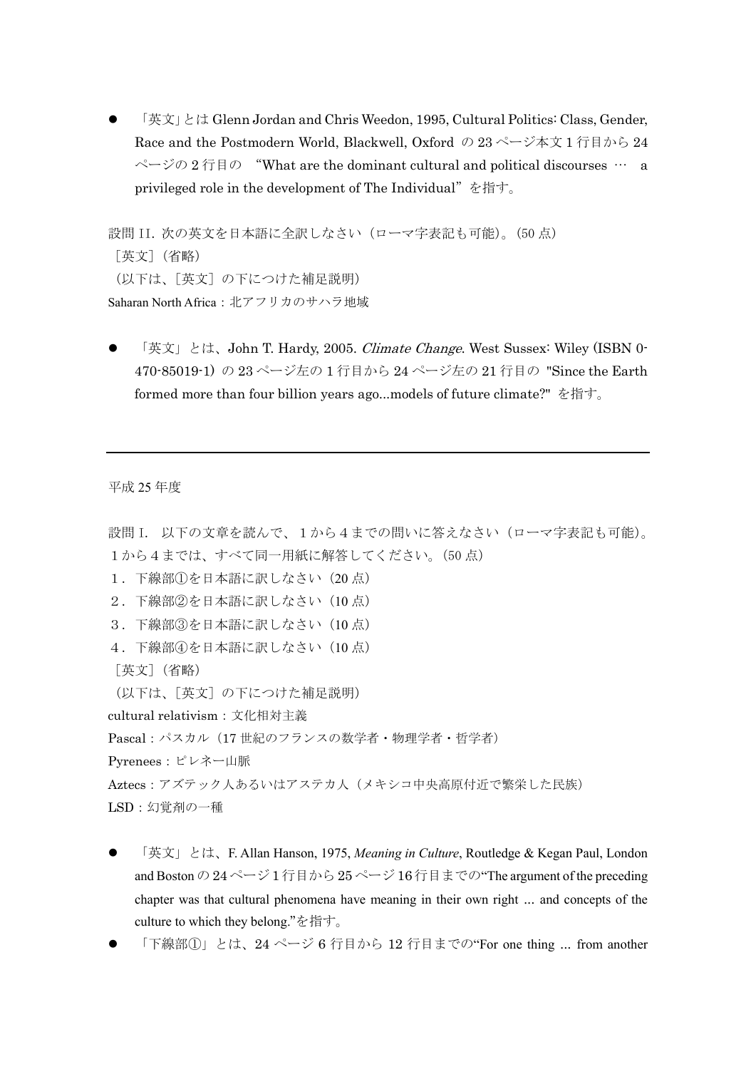- 「英文」とは Glenn Jordan and Chris Weedon, 1995, Cultural Politics: Class, Gender, Race and the Postmodern World, Blackwell, Oxford の 23 ページ本文 1 行目から 24 ページの 2 行目の "What are the dominant cultural and political discourses … a privileged role in the development of The Individual"を指す。

設問 II. 次の英文を日本語に全訳しなさい（ローマ字表記も可能)。(50 点)

［英文］(省略)

（以下は、［英文］の下につけた補足説明)

Saharan North Africa：北アフリカのサハラ地域

- 「英文」とは、John T. Hardy, 2005. *Climate Change*. West Sussex: Wiley (ISBN 0-470-85019-1) の 23 ページ左の 1 行目から 24 ページ左の 21 行目の "Since the Earth formed more than four billion years ago...models of future climate?" を指す。

---

平成 25 年度

設問 I. 以下の文章を読んで、１から４までの問いに答えなさい（ローマ字表記も可能)。１から４までは、すべて同一用紙に解答してください。(50 点)

1．下線部①を日本語に訳しなさい（20 点)

2．下線部②を日本語に訳しなさい（10 点)

3．下線部③を日本語に訳しなさい（10 点)

4．下線部④を日本語に訳しなさい（10 点)

［英文］(省略)

（以下は、［英文］の下につけた補足説明)

cultural relativism：文化相対主義

Pascal：パスカル（17 世紀のフランスの数学者・物理学者・哲学者)

Pyrenees：ピレネー山脈

Aztecs：アズテック人あるいはアステカ人（メキシコ中央高原付近で繁栄した民族)

LSD：幻覚剤の一種

- 「英文」とは、F. Allan Hanson, 1975, *Meaning in Culture*, Routledge & Kegan Paul, London and Boston の 24 ページ 1 行目から 25 ページ 16 行目までの"The argument of the preceding chapter was that cultural phenomena have meaning in their own right ... and concepts of the culture to which they belong."を指す。
- 「下線部①」とは、24 ページ 6 行目から 12 行目までの"For one thing ... from another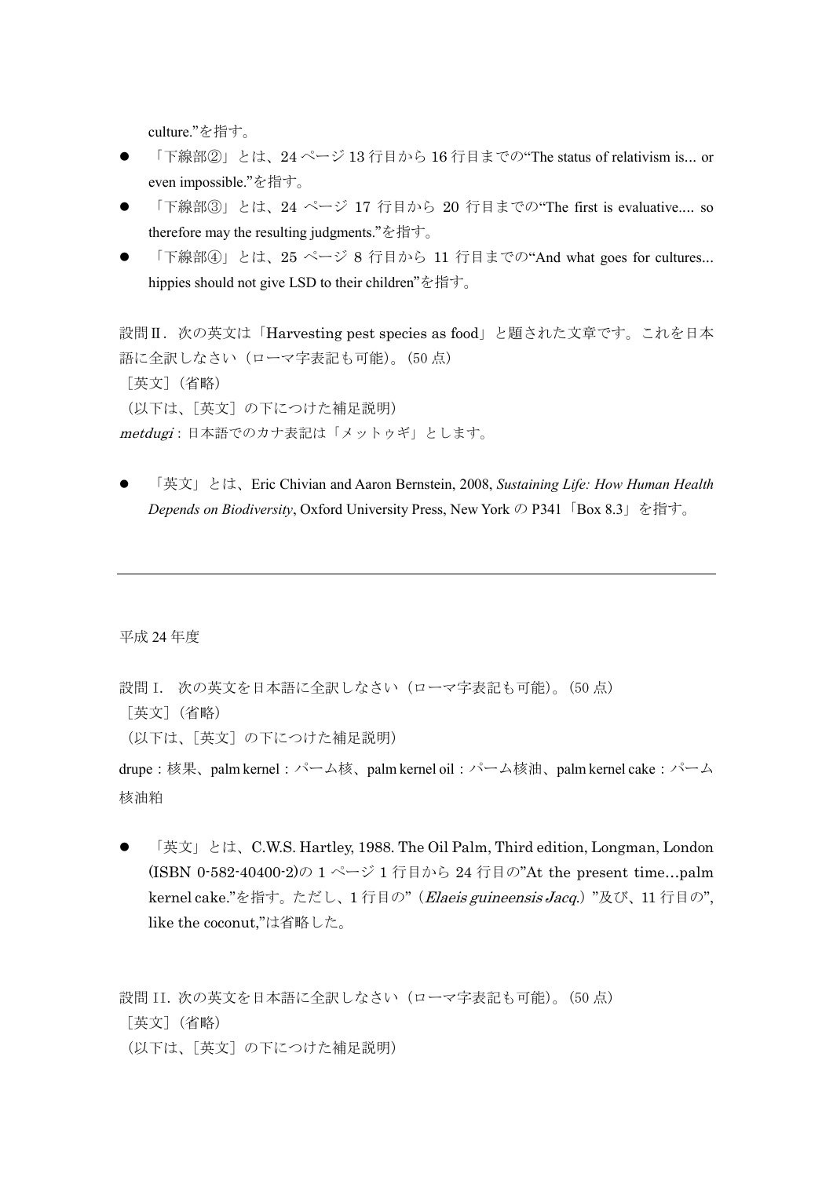culture."を指す。

- 「下線部②」とは、24 ページ 13 行目から 16 行目までの"The status of relativism is... or even impossible."を指す。
- 「下線部③」とは、24 ページ 17 行目から 20 行目までの"The first is evaluative.... so therefore may the resulting judgments."を指す。
- 「下線部④」とは、25 ページ 8 行目から 11 行目までの"And what goes for cultures... hippies should not give LSD to their children"を指す。

設問Ⅱ．次の英文は「Harvesting pest species as food」と題された文章です。これを日本語に全訳しなさい（ローマ字表記も可能）。(50 点)

［英文］(省略)

（以下は、［英文］の下につけた補足説明）

*metdugi*：日本語でのカナ表記は「メットゥギ」とします。

- 「英文」とは、Eric Chivian and Aaron Bernstein, 2008, *Sustaining Life: How Human Health Depends on Biodiversity*, Oxford University Press, New York の P341「Box 8.3」を指す。

---

平成 24 年度

設問 I． 次の英文を日本語に全訳しなさい（ローマ字表記も可能）。(50 点)

［英文］(省略)

（以下は、［英文］の下につけた補足説明）

drupe：核果、palm kernel：パーム核、palm kernel oil：パーム核油、palm kernel cake：パーム核油粕

- 「英文」とは、C.W.S. Hartley, 1988. The Oil Palm, Third edition, Longman, London (ISBN 0-582-40400-2)の 1 ページ 1 行目から 24 行目の"At the present time…palm kernel cake."を指す。ただし、1 行目の"（*Elaeis guineensis Jacq.*）"及び、11 行目の", like the coconut,"は省略した。

設問 II. 次の英文を日本語に全訳しなさい（ローマ字表記も可能）。(50 点)

［英文］(省略)

（以下は、［英文］の下につけた補足説明）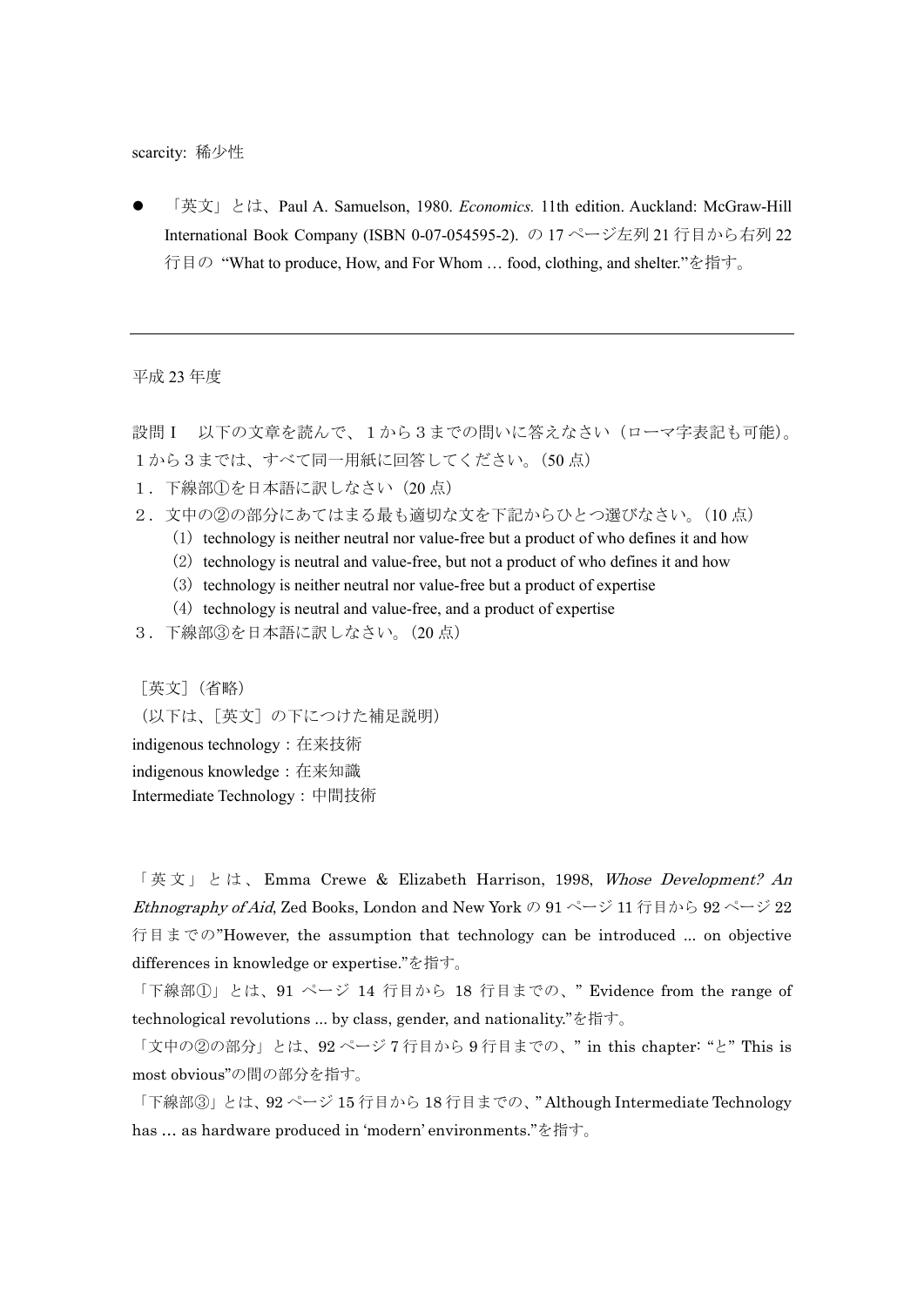scarcity: 稀少性

- 「英文」とは、Paul A. Samuelson, 1980. *Economics.* 11th edition. Auckland: McGraw-Hill International Book Company (ISBN 0-07-054595-2). の 17 ページ左列 21 行目から右列 22 行目の "What to produce, How, and For Whom … food, clothing, and shelter."を指す。

---

平成 23 年度

設問Ⅰ　以下の文章を読んで、１から３までの問いに答えなさい（ローマ字表記も可能）。１から３までは、すべて同一用紙に回答してください。(50 点)

１．下線部①を日本語に訳しなさい（20 点）

２．文中の②の部分にあてはまる最も適切な文を下記からひとつ選びなさい。(10 点)

（1）technology is neither neutral nor value-free but a product of who defines it and how

（2）technology is neutral and value-free, but not a product of who defines it and how

（3）technology is neither neutral nor value-free but a product of expertise

（4）technology is neutral and value-free, and a product of expertise

３．下線部③を日本語に訳しなさい。(20 点)

［英文］（省略）

（以下は、［英文］の下につけた補足説明）

indigenous technology：在来技術

indigenous knowledge：在来知識

Intermediate Technology：中間技術

「英文」とは、Emma Crewe & Elizabeth Harrison, 1998, *Whose Development? An Ethnography of Aid*, Zed Books, London and New York の 91 ページ 11 行目から 92 ページ 22 行目までの"However, the assumption that technology can be introduced ... on objective differences in knowledge or expertise."を指す。

「下線部①」とは、91 ページ 14 行目から 18 行目までの、" Evidence from the range of technological revolutions ... by class, gender, and nationality."を指す。

「文中の②の部分」とは、92 ページ 7 行目から 9 行目までの、" in this chapter: "と" This is most obvious"の間の部分を指す。

「下線部③」とは、92 ページ 15 行目から 18 行目までの、" Although Intermediate Technology has … as hardware produced in 'modern' environments."を指す。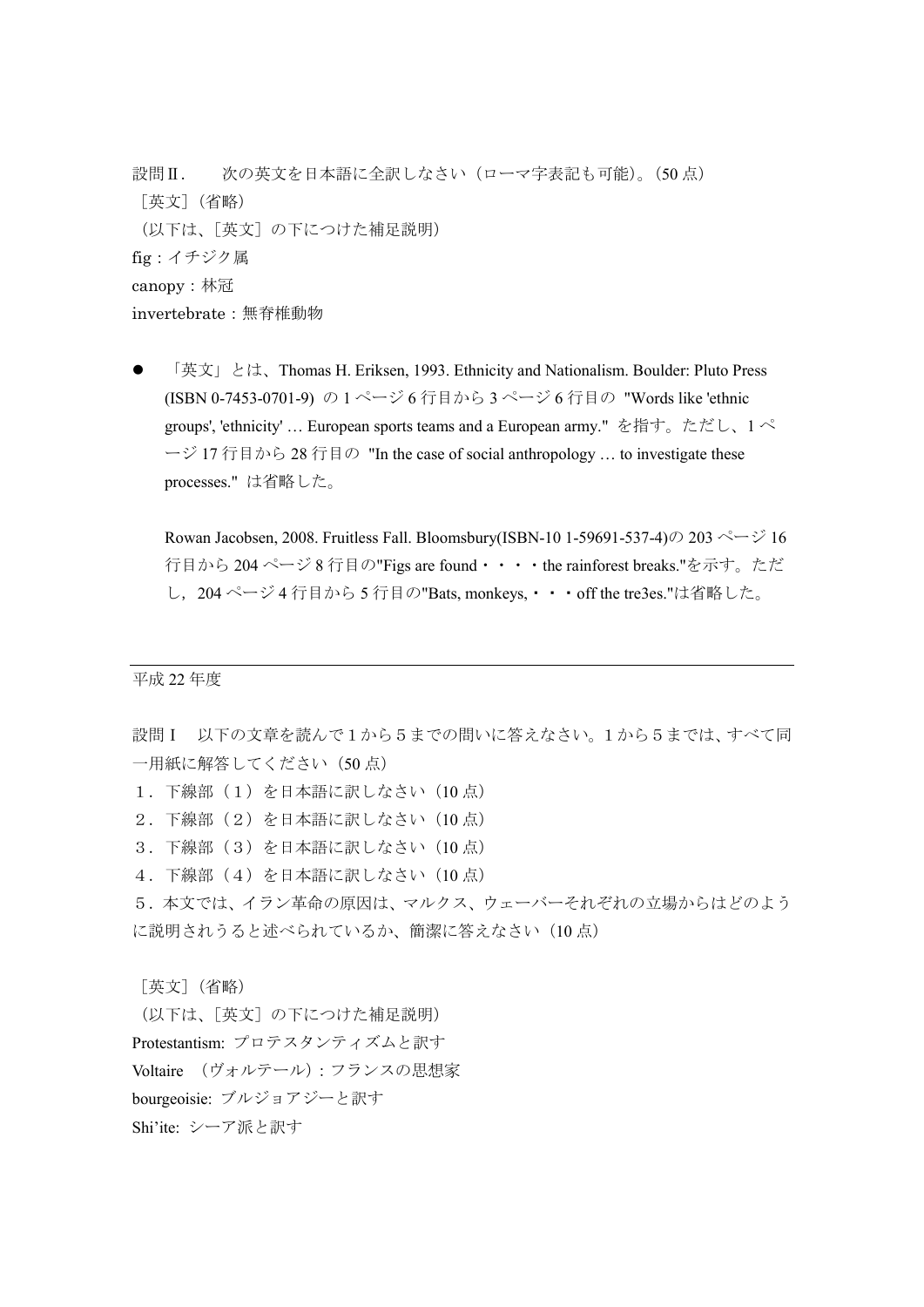設問Ⅱ.　　次の英文を日本語に全訳しなさい（ローマ字表記も可能)。(50 点)

［英文］(省略)

（以下は、［英文］の下につけた補足説明)

fig：イチジク属

canopy：林冠

invertebrate：無脊椎動物

- 「英文」とは、Thomas H. Eriksen, 1993. Ethnicity and Nationalism. Boulder: Pluto Press (ISBN 0-7453-0701-9) の 1 ページ 6 行目から 3 ページ 6 行目の "Words like 'ethnic groups', 'ethnicity' … European sports teams and a European army." を指す。ただし、1 ページ 17 行目から 28 行目の "In the case of social anthropology … to investigate these processes." は省略した。

  Rowan Jacobsen, 2008. Fruitless Fall. Bloomsbury(ISBN-10 1-59691-537-4)の 203 ページ 16 行目から 204 ページ 8 行目の"Figs are found・・・・the rainforest breaks."を示す。ただし，204 ページ 4 行目から 5 行目の"Bats, monkeys,・・・off the tre3es."は省略した。

---

平成 22 年度

設問Ⅰ　以下の文章を読んで１から５までの問いに答えなさい。１から５までは、すべて同一用紙に解答してください（50 点）

１．下線部（１）を日本語に訳しなさい（10 点）

２．下線部（２）を日本語に訳しなさい（10 点）

３．下線部（３）を日本語に訳しなさい（10 点）

４．下線部（４）を日本語に訳しなさい（10 点）

５．本文では、イラン革命の原因は、マルクス、ウェーバーそれぞれの立場からはどのように説明されうると述べられているか、簡潔に答えなさい（10 点）

［英文］(省略)

（以下は、［英文］の下につけた補足説明)

Protestantism: プロテスタンティズムと訳す

Voltaire　(ヴォルテール)：フランスの思想家

bourgeoisie: ブルジョアジーと訳す

Shi'ite: シーア派と訳す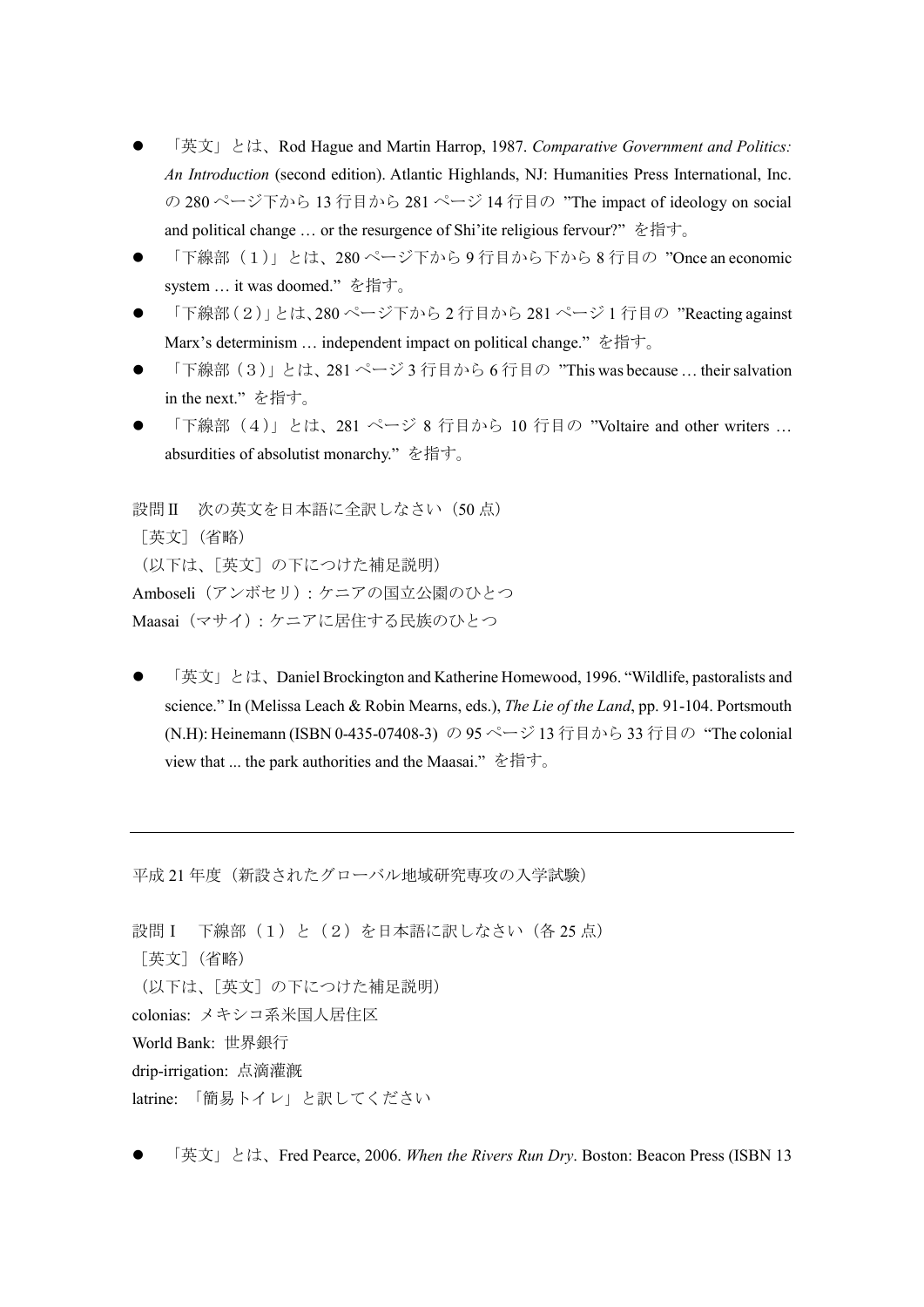- 「英文」とは、Rod Hague and Martin Harrop, 1987. *Comparative Government and Politics: An Introduction* (second edition). Atlantic Highlands, NJ: Humanities Press International, Inc. の 280 ページ下から 13 行目から 281 ページ 14 行目の "The impact of ideology on social and political change … or the resurgence of Shi'ite religious fervour?" を指す。
- 「下線部（１）」とは、280 ページ下から 9 行目から下から 8 行目の "Once an economic system … it was doomed." を指す。
- 「下線部（２）」とは、280 ページ下から 2 行目から 281 ページ 1 行目の "Reacting against Marx's determinism … independent impact on political change." を指す。
- 「下線部（３）」とは、281 ページ 3 行目から 6 行目の "This was because … their salvation in the next." を指す。
- 「下線部（４）」とは、281 ページ 8 行目から 10 行目の "Voltaire and other writers … absurdities of absolutist monarchy." を指す。

設問Ⅱ　次の英文を日本語に全訳しなさい（50 点）

［英文］（省略）

（以下は、［英文］の下につけた補足説明）

Amboseli（アンボセリ）：ケニアの国立公園のひとつ

Maasai（マサイ）：ケニアに居住する民族のひとつ

- 「英文」とは、Daniel Brockington and Katherine Homewood, 1996. "Wildlife, pastoralists and science." In (Melissa Leach & Robin Mearns, eds.), *The Lie of the Land*, pp. 91-104. Portsmouth (N.H): Heinemann (ISBN 0-435-07408-3) の 95 ページ 13 行目から 33 行目の "The colonial view that ... the park authorities and the Maasai." を指す。

---

平成 21 年度（新設されたグローバル地域研究専攻の入学試験）

設問Ⅰ　下線部（１）と（２）を日本語に訳しなさい（各 25 点）

［英文］（省略）

（以下は、［英文］の下につけた補足説明）

colonias: メキシコ系米国人居住区

World Bank: 世界銀行

drip-irrigation: 点滴灌漑

latrine: 「簡易トイレ」と訳してください

- 「英文」とは、Fred Pearce, 2006. *When the Rivers Run Dry*. Boston: Beacon Press (ISBN 13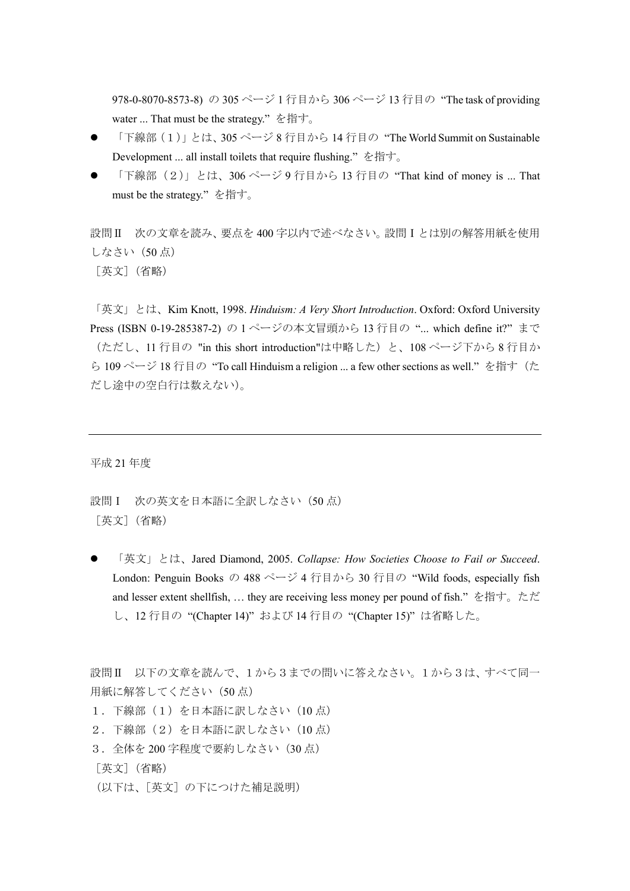978-0-8070-8573-8) の 305 ページ 1 行目から 306 ページ 13 行目の “The task of providing water ... That must be the strategy.” を指す。

- 「下線部（１）」とは、305 ページ 8 行目から 14 行目の “The World Summit on Sustainable Development ... all install toilets that require flushing.” を指す。
- 「下線部（２）」とは、306 ページ 9 行目から 13 行目の “That kind of money is ... That must be the strategy.” を指す。

設問Ⅱ　次の文章を読み、要点を 400 字以内で述べなさい。設問 I とは別の解答用紙を使用しなさい（50 点）

［英文］（省略）

「英文」とは、Kim Knott, 1998. *Hinduism: A Very Short Introduction*. Oxford: Oxford University Press (ISBN 0-19-285387-2) の 1 ページの本文冒頭から 13 行目の “... which define it?” まで（ただし、11 行目の "in this short introduction"は中略した）と、108 ページ下から 8 行目から 109 ページ 18 行目の “To call Hinduism a religion ... a few other sections as well.” を指す（ただし途中の空白行は数えない）。

---

平成 21 年度

設問Ｉ　次の英文を日本語に全訳しなさい（50 点）

［英文］（省略）

- 「英文」とは、Jared Diamond, 2005. *Collapse: How Societies Choose to Fail or Succeed*. London: Penguin Books の 488 ページ 4 行目から 30 行目の “Wild foods, especially fish and lesser extent shellfish, … they are receiving less money per pound of fish.” を指す。ただし、12 行目の “(Chapter 14)” および 14 行目の “(Chapter 15)” は省略した。

設問Ⅱ　以下の文章を読んで、１から３までの問いに答えなさい。１から３は、すべて同一用紙に解答してください（50 点）

１．下線部（１）を日本語に訳しなさい（10 点）

２．下線部（２）を日本語に訳しなさい（10 点）

３．全体を 200 字程度で要約しなさい（30 点）

［英文］（省略）

（以下は、［英文］の下につけた補足説明）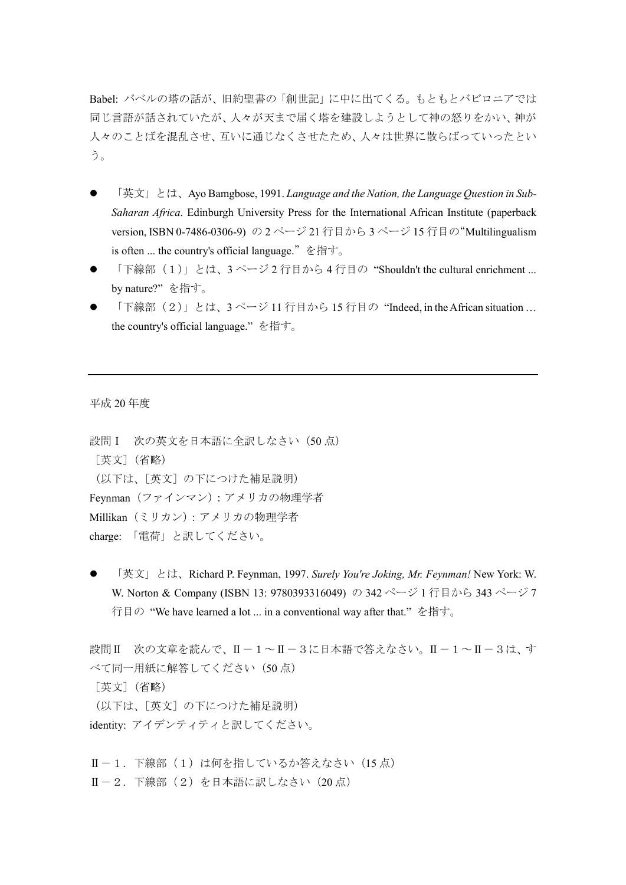Babel: バベルの塔の話が、旧約聖書の「創世記」に中に出てくる。もともとバビロニアでは同じ言語が話されていたが、人々が天まで届く塔を建設しようとして神の怒りをかい、神が人々のことばを混乱させ、互いに通じなくさせたため、人々は世界に散らばっていったという。

- 「英文」とは、Ayo Bamgbose, 1991. *Language and the Nation, the Language Question in Sub-Saharan Africa*. Edinburgh University Press for the International African Institute (paperback version, ISBN 0-7486-0306-9) の 2 ページ 21 行目から 3 ページ 15 行目の“Multilingualism is often ... the country's official language.”を指す。
- 「下線部（１）」とは、3 ページ 2 行目から 4 行目の “Shouldn't the cultural enrichment ... by nature?”を指す。
- 「下線部（２）」とは、3 ページ 11 行目から 15 行目の “Indeed, in the African situation … the country's official language.”を指す。

---

平成 20 年度

設問Ｉ　次の英文を日本語に全訳しなさい（50 点）

［英文］（省略）

（以下は、［英文］の下につけた補足説明）

Feynman（ファインマン）: アメリカの物理学者

Millikan（ミリカン）: アメリカの物理学者

charge: 「電荷」と訳してください。

- 「英文」とは、Richard P. Feynman, 1997. *Surely You're Joking, Mr. Feynman!* New York: W. W. Norton & Company (ISBN 13: 9780393316049) の 342 ページ 1 行目から 343 ページ 7 行目の “We have learned a lot ... in a conventional way after that.”を指す。

設問Ⅱ　次の文章を読んで、Ⅱ－１～Ⅱ－３に日本語で答えなさい。Ⅱ－１～Ⅱ－３は、すべて同一用紙に解答してください（50 点）

［英文］（省略）

（以下は、［英文］の下につけた補足説明）

identity: アイデンティティと訳してください。

Ⅱ－１．下線部（１）は何を指しているか答えなさい（15 点）

Ⅱ－２．下線部（２）を日本語に訳しなさい（20 点）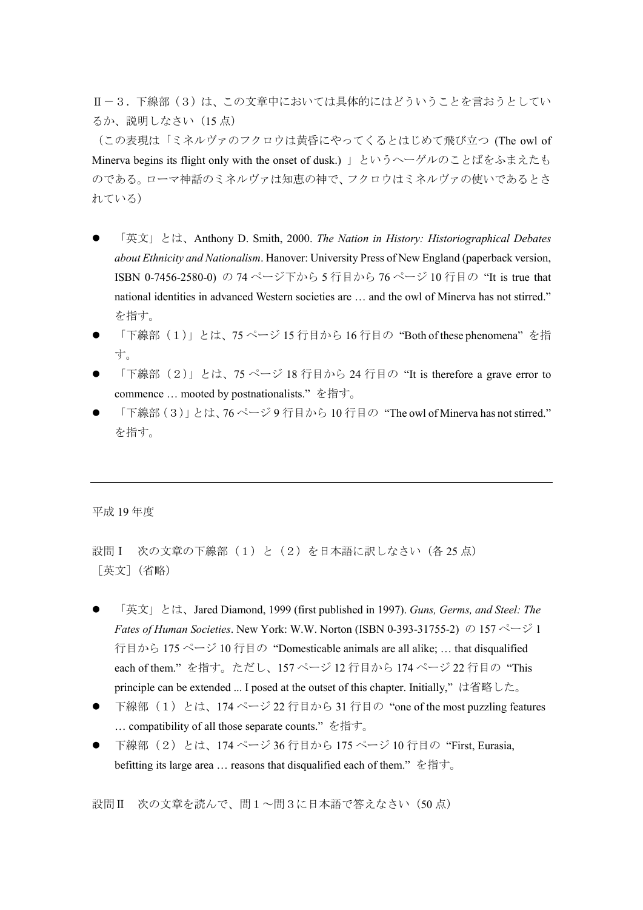Ⅱ－３．下線部（３）は、この文章中においては具体的にはどういうことを言おうとしているか、説明しなさい（15 点）

（この表現は「ミネルヴァのフクロウは黄昏にやってくるとはじめて飛び立つ (The owl of Minerva begins its flight only with the onset of dusk.) 」というヘーゲルのことばをふまえたものである。ローマ神話のミネルヴァは知恵の神で、フクロウはミネルヴァの使いであるとされている）

- 「英文」とは、Anthony D. Smith, 2000. *The Nation in History: Historiographical Debates about Ethnicity and Nationalism*. Hanover: University Press of New England (paperback version, ISBN 0-7456-2580-0) の 74 ページ下から 5 行目から 76 ページ 10 行目の “It is true that national identities in advanced Western societies are … and the owl of Minerva has not stirred.” を指す。
- 「下線部（１）」とは、75 ページ 15 行目から 16 行目の “Both of these phenomena” を指す。
- 「下線部（２）」とは、75 ページ 18 行目から 24 行目の “It is therefore a grave error to commence … mooted by postnationalists.” を指す。
- 「下線部（３）」とは、76 ページ 9 行目から 10 行目の “The owl of Minerva has not stirred.” を指す。

---

平成 19 年度

設問Ⅰ　次の文章の下線部（１）と（２）を日本語に訳しなさい（各 25 点）
［英文］（省略）

- 「英文」とは、Jared Diamond, 1999 (first published in 1997). *Guns, Germs, and Steel: The Fates of Human Societies*. New York: W.W. Norton (ISBN 0-393-31755-2) の 157 ページ 1 行目から 175 ページ 10 行目の “Domesticable animals are all alike; … that disqualified each of them.” を指す。ただし、157 ページ 12 行目から 174 ページ 22 行目の “This principle can be extended ... I posed at the outset of this chapter. Initially,” は省略した。
- 下線部（１）とは、174 ページ 22 行目から 31 行目の “one of the most puzzling features … compatibility of all those separate counts.” を指す。
- 下線部（２）とは、174 ページ 36 行目から 175 ページ 10 行目の “First, Eurasia, befitting its large area … reasons that disqualified each of them.” を指す。

設問Ⅱ　次の文章を読んで、問１～問３に日本語で答えなさい（50 点）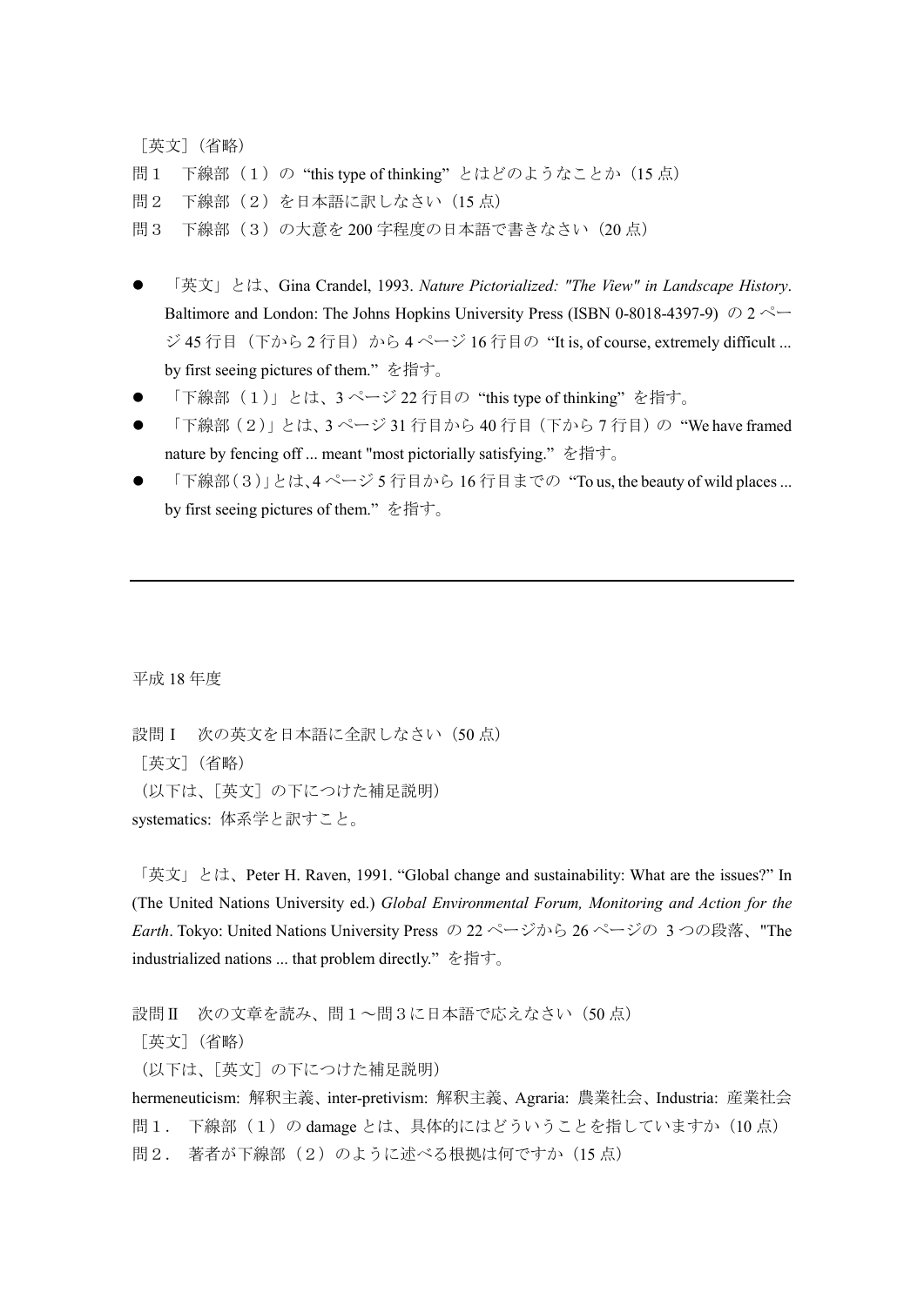［英文］（省略）

問１　下線部（１）の “this type of thinking” とはどのようなことか（15 点）

問２　下線部（２）を日本語に訳しなさい（15 点）

問３　下線部（３）の大意を 200 字程度の日本語で書きなさい（20 点）

- 「英文」とは、Gina Crandel, 1993. *Nature Pictorialized: "The View" in Landscape History*. Baltimore and London: The Johns Hopkins University Press (ISBN 0-8018-4397-9) の 2 ページ 45 行目（下から 2 行目）から 4 ページ 16 行目の “It is, of course, extremely difficult ... by first seeing pictures of them.” を指す。
- 「下線部（1）」とは、3 ページ 22 行目の “this type of thinking” を指す。
- 「下線部（2）」とは、3 ページ 31 行目から 40 行目（下から 7 行目）の “We have framed nature by fencing off ... meant "most pictorially satisfying." を指す。
- 「下線部（3）」とは、4 ページ 5 行目から 16 行目までの “To us, the beauty of wild places ... by first seeing pictures of them.” を指す。

---

平成 18 年度

設問Ⅰ　次の英文を日本語に全訳しなさい（50 点）

［英文］（省略）

（以下は、［英文］の下につけた補足説明）

systematics: 体系学と訳すこと。

「英文」とは、Peter H. Raven, 1991. “Global change and sustainability: What are the issues?” In (The United Nations University ed.) *Global Environmental Forum, Monitoring and Action for the Earth*. Tokyo: United Nations University Press の 22 ページから 26 ページの 3 つの段落、"The industrialized nations ... that problem directly.” を指す。

設問Ⅱ　次の文章を読み、問１～問３に日本語で応えなさい（50 点）

［英文］（省略）

（以下は、［英文］の下につけた補足説明）

hermeneuticism: 解釈主義、inter-pretivism: 解釈主義、Agraria: 農業社会、Industria: 産業社会

問１．　下線部（１）の damage とは、具体的にはどういうことを指していますか（10 点）

問２．　著者が下線部（２）のように述べる根拠は何ですか（15 点）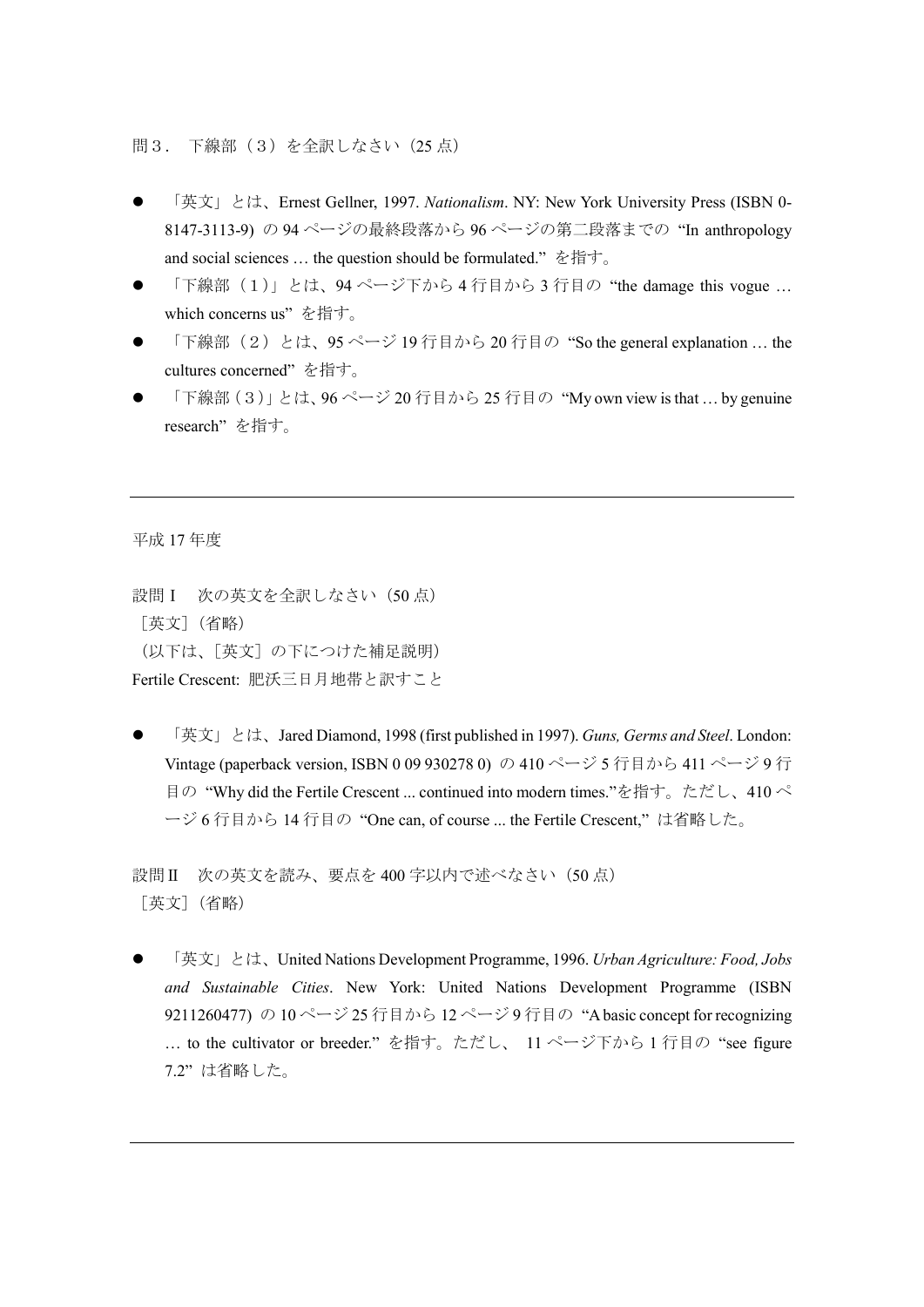問３．　下線部（３）を全訳しなさい（25 点）

- 「英文」とは、Ernest Gellner, 1997. *Nationalism*. NY: New York University Press (ISBN 0-8147-3113-9) の 94 ページの最終段落から 96 ページの第二段落までの “In anthropology and social sciences … the question should be formulated.” を指す。
- 「下線部（１）」とは、94 ページ下から 4 行目から 3 行目の “the damage this vogue … which concerns us” を指す。
- 「下線部（２）とは、95 ページ 19 行目から 20 行目の “So the general explanation … the cultures concerned” を指す。
- 「下線部（３）」とは、96 ページ 20 行目から 25 行目の “My own view is that … by genuine research” を指す。

---

平成 17 年度

設問Ｉ　次の英文を全訳しなさい（50 点）

［英文］（省略）

（以下は、［英文］の下につけた補足説明）

Fertile Crescent: 肥沃三日月地帯と訳すこと

- 「英文」とは、Jared Diamond, 1998 (first published in 1997). *Guns, Germs and Steel*. London: Vintage (paperback version, ISBN 0 09 930278 0) の 410 ページ 5 行目から 411 ページ 9 行目の “Why did the Fertile Crescent ... continued into modern times.”を指す。ただし、410 ページ 6 行目から 14 行目の “One can, of course ... the Fertile Crescent,” は省略した。

設問 II　次の英文を読み、要点を 400 字以内で述べなさい（50 点）

［英文］（省略）

- 「英文」とは、United Nations Development Programme, 1996. *Urban Agriculture: Food, Jobs and Sustainable Cities*. New York: United Nations Development Programme (ISBN 9211260477) の 10 ページ 25 行目から 12 ページ 9 行目の “A basic concept for recognizing … to the cultivator or breeder.” を指す。ただし、 11 ページ下から 1 行目の “see figure 7.2” は省略した。

---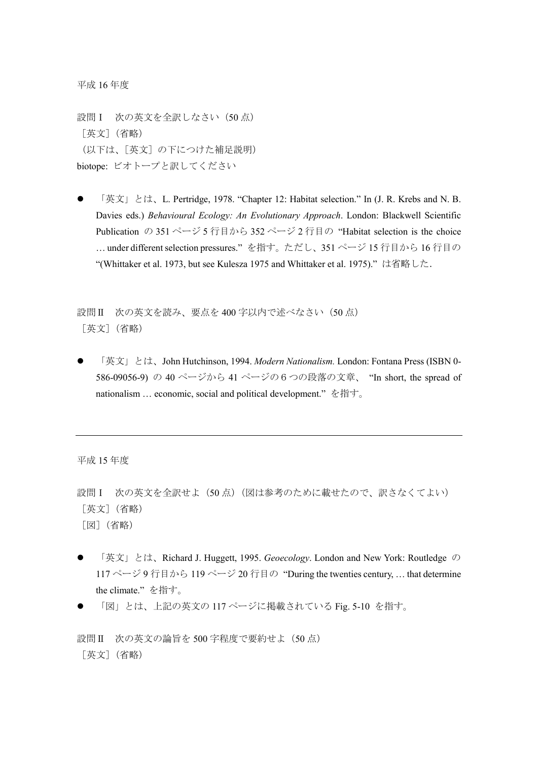平成 16 年度

設問 I　次の英文を全訳しなさい（50 点）

［英文］（省略）

（以下は、［英文］の下につけた補足説明）

biotope: ビオトープと訳してください

- 「英文」とは、L. Pertridge, 1978. "Chapter 12: Habitat selection." In (J. R. Krebs and N. B. Davies eds.) *Behavioural Ecology: An Evolutionary Approach*. London: Blackwell Scientific Publication の 351 ページ 5 行目から 352 ページ 2 行目の "Habitat selection is the choice … under different selection pressures." を指す。ただし、351 ページ 15 行目から 16 行目の "(Whittaker et al. 1973, but see Kulesza 1975 and Whittaker et al. 1975)." は省略した.

設問 II　次の英文を読み、要点を 400 字以内で述べなさい（50 点）

［英文］（省略）

- 「英文」とは、John Hutchinson, 1994. *Modern Nationalism.* London: Fontana Press (ISBN 0-586-09056-9) の 40 ページから 41 ページの 6 つの段落の文章、 "In short, the spread of nationalism … economic, social and political development." を指す。

---

平成 15 年度

設問 I　次の英文を全訳せよ（50 点）（図は参考のために載せたので、訳さなくてよい）

［英文］（省略）

［図］（省略）

- 「英文」とは、Richard J. Huggett, 1995. *Geoecology*. London and New York: Routledge の 117 ページ 9 行目から 119 ページ 20 行目の "During the twenties century, … that determine the climate." を指す。
- 「図」とは、上記の英文の 117 ページに掲載されている Fig. 5-10 を指す。

設問 II　次の英文の論旨を 500 字程度で要約せよ（50 点）

［英文］（省略）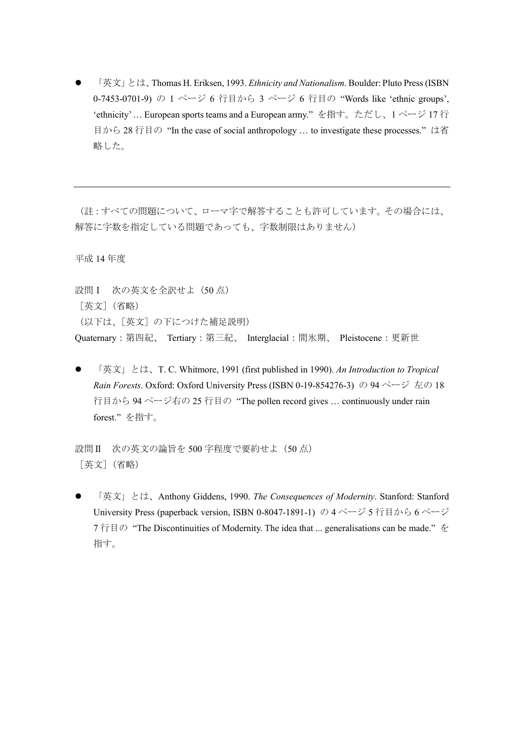- 「英文」とは、Thomas H. Eriksen, 1993. *Ethnicity and Nationalism*. Boulder: Pluto Press (ISBN 0-7453-0701-9) の 1 ページ 6 行目から 3 ページ 6 行目の "Words like 'ethnic groups', 'ethnicity' … European sports teams and a European army." を指す。ただし、1 ページ 17 行目から 28 行目の "In the case of social anthropology … to investigate these processes." は省略した。

---

（註 : すべての問題について、ローマ字で解答することも許可しています。その場合には、解答に字数を指定している問題であっても、字数制限はありません）

平成 14 年度

設問 I　次の英文を全訳せよ（50 点）

［英文］（省略）

（以下は、［英文］の下につけた補足説明）

Quaternary : 第四紀、 Tertiary : 第三紀、 Interglacial : 間氷期、 Pleistocene : 更新世

- 「英文」とは、T. C. Whitmore, 1991 (first published in 1990). *An Introduction to Tropical Rain Forests*. Oxford: Oxford University Press (ISBN 0-19-854276-3) の 94 ページ 左の 18 行目から 94 ページ右の 25 行目の "The pollen record gives … continuously under rain forest." を指す。

設問 II　次の英文の論旨を 500 字程度で要約せよ（50 点）

［英文］（省略）

- 「英文」とは、Anthony Giddens, 1990. *The Consequences of Modernity*. Stanford: Stanford University Press (paperback version, ISBN 0-8047-1891-1) の 4 ページ 5 行目から 6 ページ 7 行目の "The Discontinuities of Modernity. The idea that ... generalisations can be made." を指す。